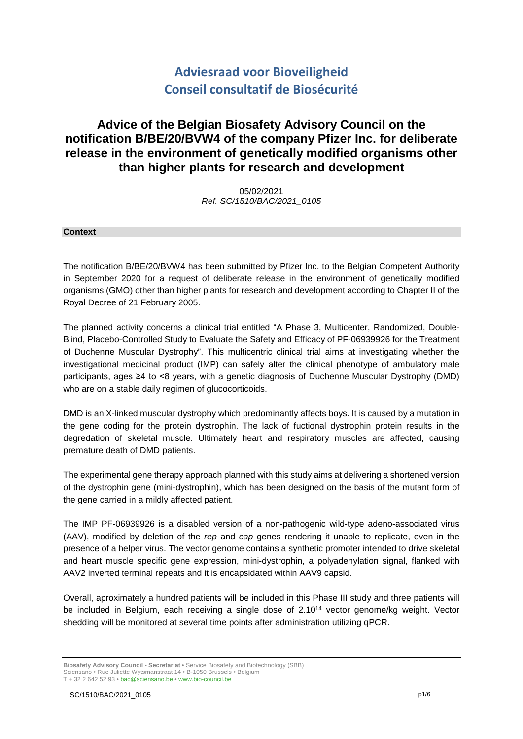# Adviesraad voor Bioveiligheid
# Conseil consultatif de Biosécurité

## Advice of the Belgian Biosafety Advisory Council on the notification B/BE/20/BVW4 of the company Pfizer Inc. for deliberate release in the environment of genetically modified organisms other than higher plants for research and development

05/02/2021
*Ref. SC/1510/BAC/2021_0105*

### Context

The notification B/BE/20/BVW4 has been submitted by Pfizer Inc. to the Belgian Competent Authority in September 2020 for a request of deliberate release in the environment of genetically modified organisms (GMO) other than higher plants for research and development according to Chapter II of the Royal Decree of 21 February 2005.

The planned activity concerns a clinical trial entitled "A Phase 3, Multicenter, Randomized, Double-Blind, Placebo-Controlled Study to Evaluate the Safety and Efficacy of PF-06939926 for the Treatment of Duchenne Muscular Dystrophy". This multicentric clinical trial aims at investigating whether the investigational medicinal product (IMP) can safely alter the clinical phenotype of ambulatory male participants, ages ≥4 to <8 years, with a genetic diagnosis of Duchenne Muscular Dystrophy (DMD) who are on a stable daily regimen of glucocorticoids.

DMD is an X-linked muscular dystrophy which predominantly affects boys. It is caused by a mutation in the gene coding for the protein dystrophin. The lack of fuctional dystrophin protein results in the degredation of skeletal muscle. Ultimately heart and respiratory muscles are affected, causing premature death of DMD patients.

The experimental gene therapy approach planned with this study aims at delivering a shortened version of the dystrophin gene (mini-dystrophin), which has been designed on the basis of the mutant form of the gene carried in a mildly affected patient.

The IMP PF-06939926 is a disabled version of a non-pathogenic wild-type adeno-associated virus (AAV), modified by deletion of the *rep* and *cap* genes rendering it unable to replicate, even in the presence of a helper virus. The vector genome contains a synthetic promoter intended to drive skeletal and heart muscle specific gene expression, mini-dystrophin, a polyadenylation signal, flanked with AAV2 inverted terminal repeats and it is encapsidated within AAV9 capsid.

Overall, aproximately a hundred patients will be included in this Phase III study and three patients will be included in Belgium, each receiving a single dose of $2.10^{14}$ vector genome/kg weight. Vector shedding will be monitored at several time points after administration utilizing qPCR.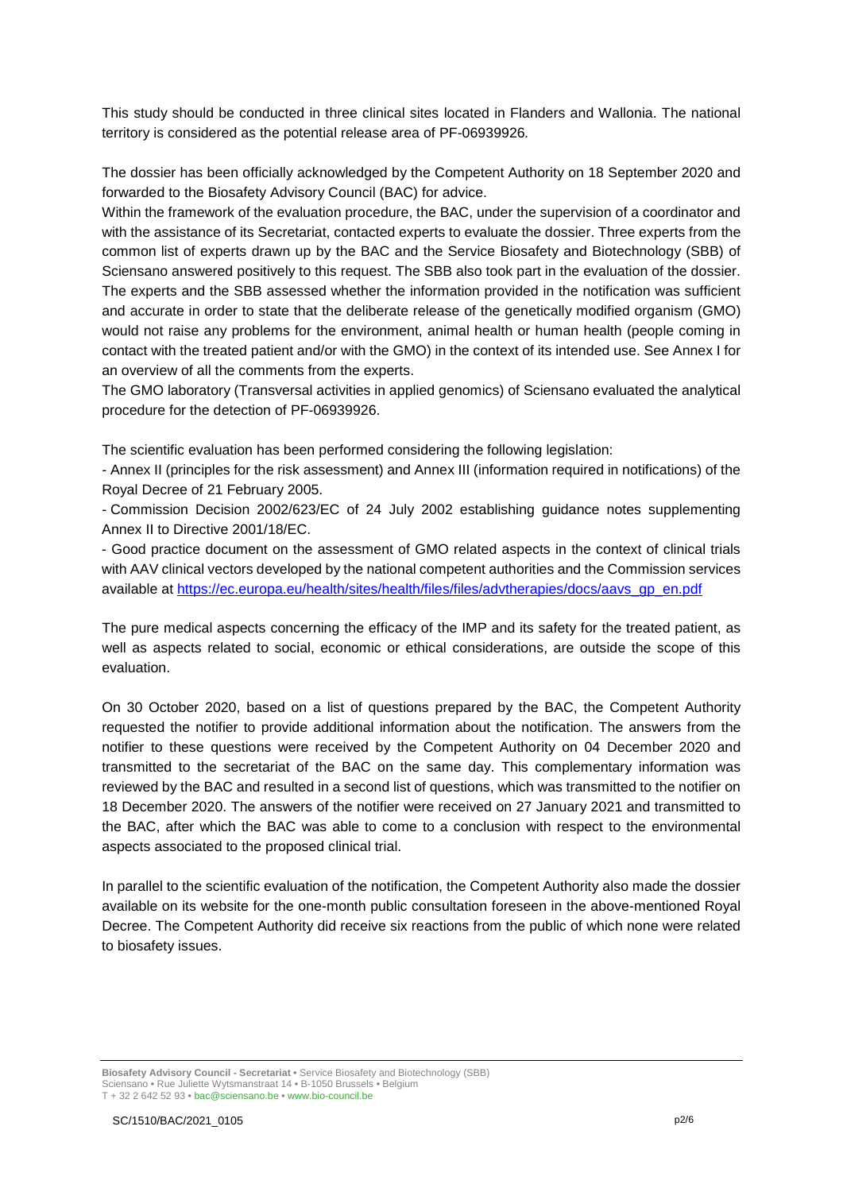This study should be conducted in three clinical sites located in Flanders and Wallonia. The national territory is considered as the potential release area of PF-06939926.

The dossier has been officially acknowledged by the Competent Authority on 18 September 2020 and forwarded to the Biosafety Advisory Council (BAC) for advice.

Within the framework of the evaluation procedure, the BAC, under the supervision of a coordinator and with the assistance of its Secretariat, contacted experts to evaluate the dossier. Three experts from the common list of experts drawn up by the BAC and the Service Biosafety and Biotechnology (SBB) of Sciensano answered positively to this request. The SBB also took part in the evaluation of the dossier. The experts and the SBB assessed whether the information provided in the notification was sufficient and accurate in order to state that the deliberate release of the genetically modified organism (GMO) would not raise any problems for the environment, animal health or human health (people coming in contact with the treated patient and/or with the GMO) in the context of its intended use. See Annex I for an overview of all the comments from the experts.

The GMO laboratory (Transversal activities in applied genomics) of Sciensano evaluated the analytical procedure for the detection of PF-06939926.

The scientific evaluation has been performed considering the following legislation:

- Annex II (principles for the risk assessment) and Annex III (information required in notifications) of the Royal Decree of 21 February 2005.
- Commission Decision 2002/623/EC of 24 July 2002 establishing guidance notes supplementing Annex II to Directive 2001/18/EC.
- Good practice document on the assessment of GMO related aspects in the context of clinical trials with AAV clinical vectors developed by the national competent authorities and the Commission services available at https://ec.europa.eu/health/sites/health/files/files/advtherapies/docs/aavs_gp_en.pdf

The pure medical aspects concerning the efficacy of the IMP and its safety for the treated patient, as well as aspects related to social, economic or ethical considerations, are outside the scope of this evaluation.

On 30 October 2020, based on a list of questions prepared by the BAC, the Competent Authority requested the notifier to provide additional information about the notification. The answers from the notifier to these questions were received by the Competent Authority on 04 December 2020 and transmitted to the secretariat of the BAC on the same day. This complementary information was reviewed by the BAC and resulted in a second list of questions, which was transmitted to the notifier on 18 December 2020. The answers of the notifier were received on 27 January 2021 and transmitted to the BAC, after which the BAC was able to come to a conclusion with respect to the environmental aspects associated to the proposed clinical trial.

In parallel to the scientific evaluation of the notification, the Competent Authority also made the dossier available on its website for the one-month public consultation foreseen in the above-mentioned Royal Decree. The Competent Authority did receive six reactions from the public of which none were related to biosafety issues.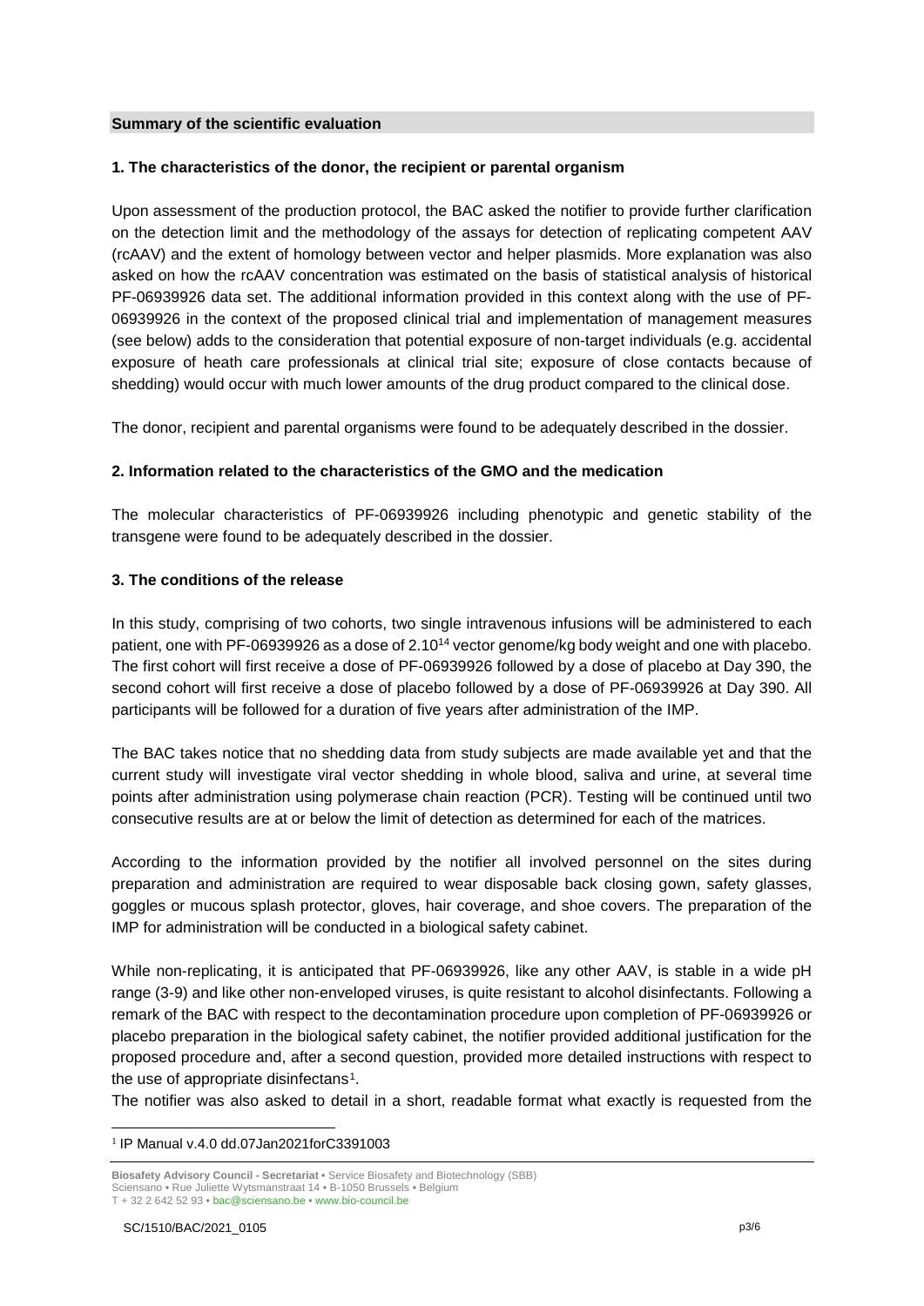## Summary of the scientific evaluation

### 1. The characteristics of the donor, the recipient or parental organism

Upon assessment of the production protocol, the BAC asked the notifier to provide further clarification on the detection limit and the methodology of the assays for detection of replicating competent AAV (rcAAV) and the extent of homology between vector and helper plasmids. More explanation was also asked on how the rcAAV concentration was estimated on the basis of statistical analysis of historical PF-06939926 data set. The additional information provided in this context along with the use of PF-06939926 in the context of the proposed clinical trial and implementation of management measures (see below) adds to the consideration that potential exposure of non-target individuals (e.g. accidental exposure of heath care professionals at clinical trial site; exposure of close contacts because of shedding) would occur with much lower amounts of the drug product compared to the clinical dose.

The donor, recipient and parental organisms were found to be adequately described in the dossier.

### 2. Information related to the characteristics of the GMO and the medication

The molecular characteristics of PF-06939926 including phenotypic and genetic stability of the transgene were found to be adequately described in the dossier.

### 3. The conditions of the release

In this study, comprising of two cohorts, two single intravenous infusions will be administered to each patient, one with PF-06939926 as a dose of $2.10^{14}$ vector genome/kg body weight and one with placebo. The first cohort will first receive a dose of PF-06939926 followed by a dose of placebo at Day 390, the second cohort will first receive a dose of placebo followed by a dose of PF-06939926 at Day 390. All participants will be followed for a duration of five years after administration of the IMP.

The BAC takes notice that no shedding data from study subjects are made available yet and that the current study will investigate viral vector shedding in whole blood, saliva and urine, at several time points after administration using polymerase chain reaction (PCR). Testing will be continued until two consecutive results are at or below the limit of detection as determined for each of the matrices.

According to the information provided by the notifier all involved personnel on the sites during preparation and administration are required to wear disposable back closing gown, safety glasses, goggles or mucous splash protector, gloves, hair coverage, and shoe covers. The preparation of the IMP for administration will be conducted in a biological safety cabinet.

While non-replicating, it is anticipated that PF-06939926, like any other AAV, is stable in a wide pH range (3-9) and like other non-enveloped viruses, is quite resistant to alcohol disinfectants. Following a remark of the BAC with respect to the decontamination procedure upon completion of PF-06939926 or placebo preparation in the biological safety cabinet, the notifier provided additional justification for the proposed procedure and, after a second question, provided more detailed instructions with respect to the use of appropriate disinfectans[1].

The notifier was also asked to detail in a short, readable format what exactly is requested from the

[1] IP Manual v.4.0 dd.07Jan2021forC3391003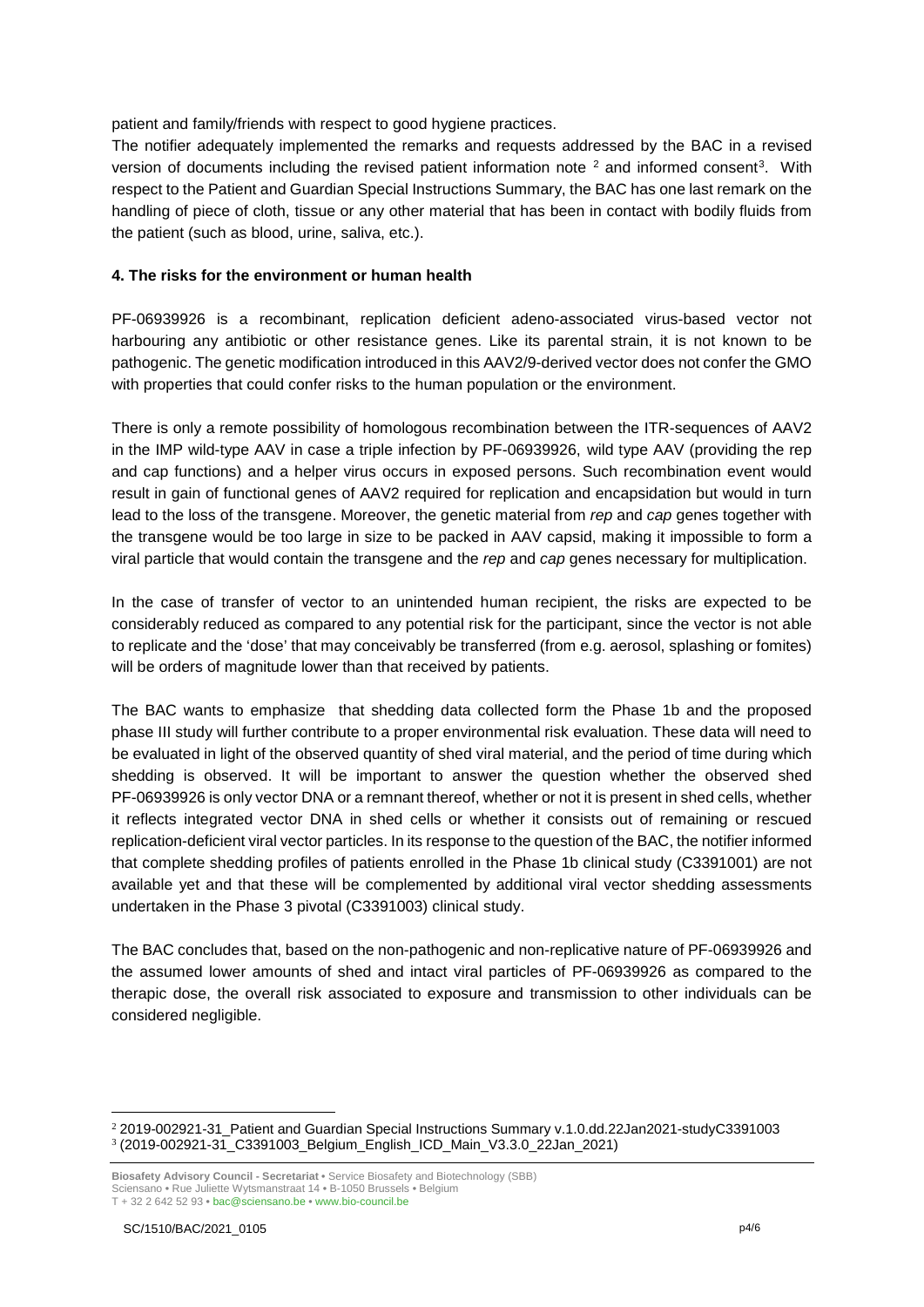patient and family/friends with respect to good hygiene practices.

The notifier adequately implemented the remarks and requests addressed by the BAC in a revised version of documents including the revised patient information note [2] and informed consent[3]. With respect to the Patient and Guardian Special Instructions Summary, the BAC has one last remark on the handling of piece of cloth, tissue or any other material that has been in contact with bodily fluids from the patient (such as blood, urine, saliva, etc.).

#### 4. The risks for the environment or human health

PF-06939926 is a recombinant, replication deficient adeno-associated virus-based vector not harbouring any antibiotic or other resistance genes. Like its parental strain, it is not known to be pathogenic. The genetic modification introduced in this AAV2/9-derived vector does not confer the GMO with properties that could confer risks to the human population or the environment.

There is only a remote possibility of homologous recombination between the ITR-sequences of AAV2 in the IMP wild-type AAV in case a triple infection by PF-06939926, wild type AAV (providing the rep and cap functions) and a helper virus occurs in exposed persons. Such recombination event would result in gain of functional genes of AAV2 required for replication and encapsidation but would in turn lead to the loss of the transgene. Moreover, the genetic material from *rep* and *cap* genes together with the transgene would be too large in size to be packed in AAV capsid, making it impossible to form a viral particle that would contain the transgene and the *rep* and *cap* genes necessary for multiplication.

In the case of transfer of vector to an unintended human recipient, the risks are expected to be considerably reduced as compared to any potential risk for the participant, since the vector is not able to replicate and the 'dose' that may conceivably be transferred (from e.g. aerosol, splashing or fomites) will be orders of magnitude lower than that received by patients.

The BAC wants to emphasize that shedding data collected form the Phase 1b and the proposed phase III study will further contribute to a proper environmental risk evaluation. These data will need to be evaluated in light of the observed quantity of shed viral material, and the period of time during which shedding is observed. It will be important to answer the question whether the observed shed PF-06939926 is only vector DNA or a remnant thereof, whether or not it is present in shed cells, whether it reflects integrated vector DNA in shed cells or whether it consists out of remaining or rescued replication-deficient viral vector particles. In its response to the question of the BAC, the notifier informed that complete shedding profiles of patients enrolled in the Phase 1b clinical study (C3391001) are not available yet and that these will be complemented by additional viral vector shedding assessments undertaken in the Phase 3 pivotal (C3391003) clinical study.

The BAC concludes that, based on the non-pathogenic and non-replicative nature of PF-06939926 and the assumed lower amounts of shed and intact viral particles of PF-06939926 as compared to the therapic dose, the overall risk associated to exposure and transmission to other individuals can be considered negligible.

---

[2] 2019-002921-31_Patient and Guardian Special Instructions Summary v.1.0.dd.22Jan2021-studyC3391003

[3] (2019-002921-31_C3391003_Belgium_English_ICD_Main_V3.3.0_22Jan_2021)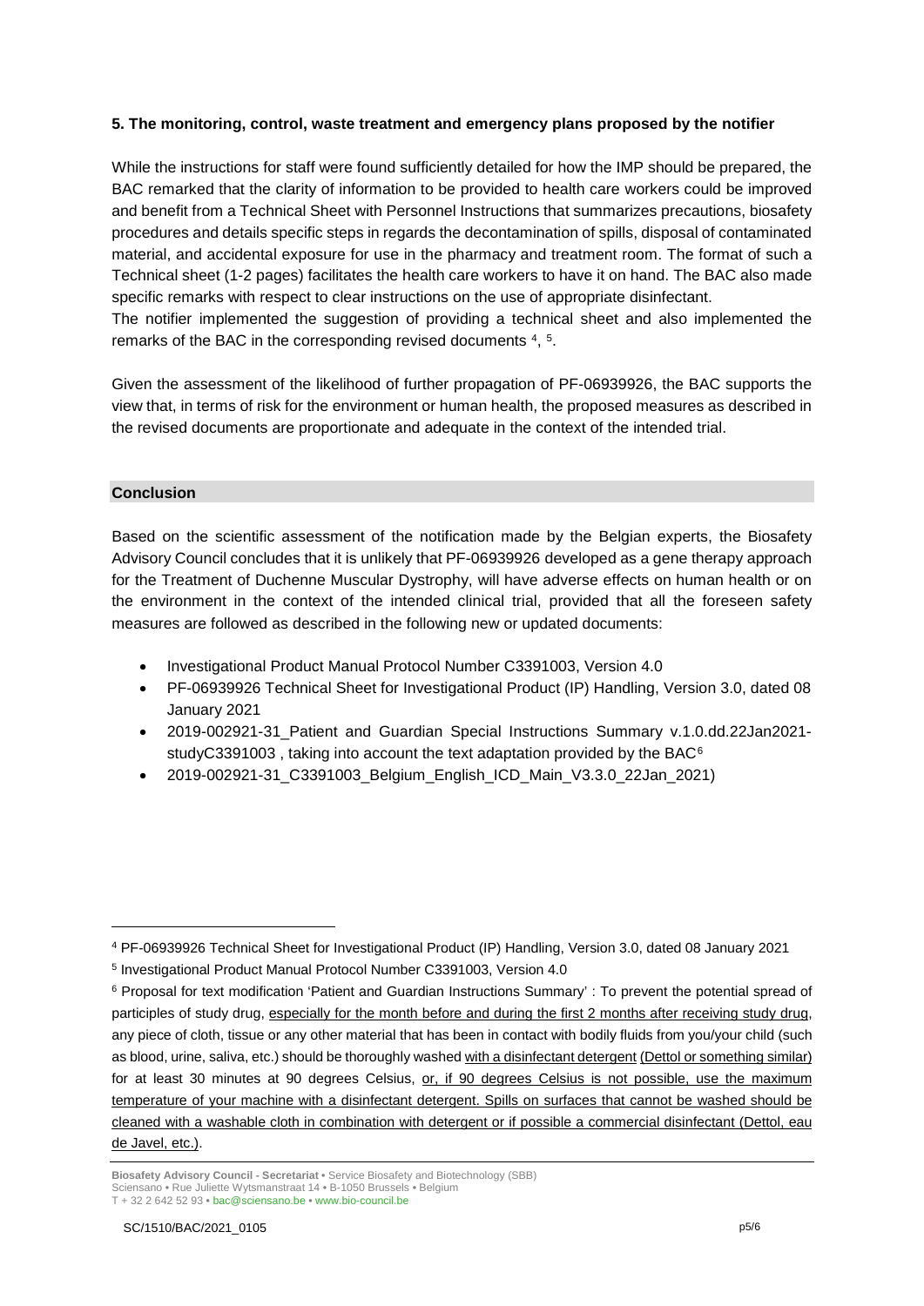**5. The monitoring, control, waste treatment and emergency plans proposed by the notifier**

While the instructions for staff were found sufficiently detailed for how the IMP should be prepared, the BAC remarked that the clarity of information to be provided to health care workers could be improved and benefit from a Technical Sheet with Personnel Instructions that summarizes precautions, biosafety procedures and details specific steps in regards the decontamination of spills, disposal of contaminated material, and accidental exposure for use in the pharmacy and treatment room. The format of such a Technical sheet (1-2 pages) facilitates the health care workers to have it on hand. The BAC also made specific remarks with respect to clear instructions on the use of appropriate disinfectant.
The notifier implemented the suggestion of providing a technical sheet and also implemented the remarks of the BAC in the corresponding revised documents [4], [5].

Given the assessment of the likelihood of further propagation of PF-06939926, the BAC supports the view that, in terms of risk for the environment or human health, the proposed measures as described in the revised documents are proportionate and adequate in the context of the intended trial.

## Conclusion

Based on the scientific assessment of the notification made by the Belgian experts, the Biosafety Advisory Council concludes that it is unlikely that PF-06939926 developed as a gene therapy approach for the Treatment of Duchenne Muscular Dystrophy, will have adverse effects on human health or on the environment in the context of the intended clinical trial, provided that all the foreseen safety measures are followed as described in the following new or updated documents:

- Investigational Product Manual Protocol Number C3391003, Version 4.0
- PF-06939926 Technical Sheet for Investigational Product (IP) Handling, Version 3.0, dated 08 January 2021
- 2019-002921-31_Patient and Guardian Special Instructions Summary v.1.0.dd.22Jan2021-studyC3391003 , taking into account the text adaptation provided by the BAC[6]
- 2019-002921-31_C3391003_Belgium_English_ICD_Main_V3.3.0_22Jan_2021)

---

[4] PF-06939926 Technical Sheet for Investigational Product (IP) Handling, Version 3.0, dated 08 January 2021

[5] Investigational Product Manual Protocol Number C3391003, Version 4.0

[6] Proposal for text modification 'Patient and Guardian Instructions Summary' : To prevent the potential spread of participles of study drug, <u>especially for the month before and during the first 2 months after receiving study drug</u>, any piece of cloth, tissue or any other material that has been in contact with bodily fluids from you/your child (such as blood, urine, saliva, etc.) should be thoroughly washed <u>with a disinfectant detergent</u> <u>(Dettol or something similar)</u> for at least 30 minutes at 90 degrees Celsius, <u>or, if 90 degrees Celsius is not possible, use the maximum temperature of your machine with a disinfectant detergent. Spills on surfaces that cannot be washed should be cleaned with a washable cloth in combination with detergent or if possible a commercial disinfectant (Dettol, eau de Javel, etc.)</u>.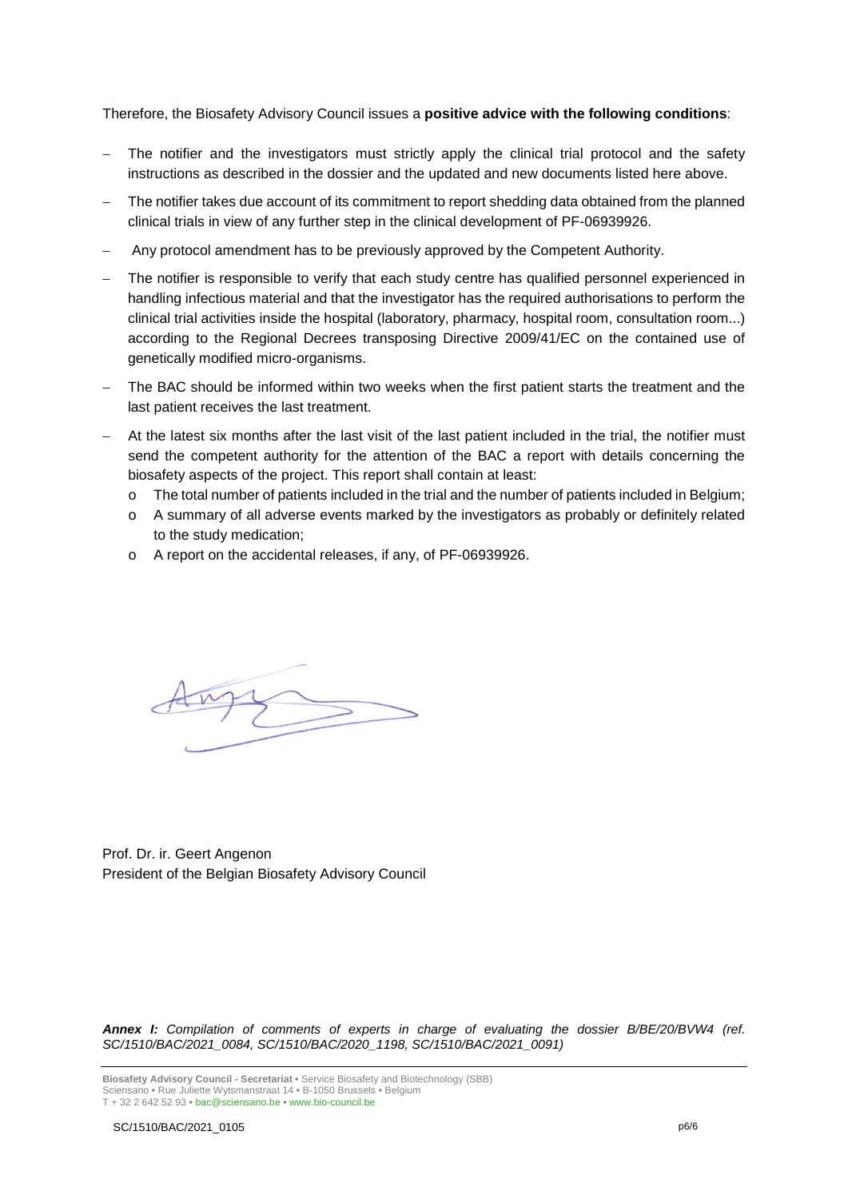Therefore, the Biosafety Advisory Council issues a **positive advice with the following conditions**:

- The notifier and the investigators must strictly apply the clinical trial protocol and the safety instructions as described in the dossier and the updated and new documents listed here above.
- The notifier takes due account of its commitment to report shedding data obtained from the planned clinical trials in view of any further step in the clinical development of PF-06939926.
- Any protocol amendment has to be previously approved by the Competent Authority.
- The notifier is responsible to verify that each study centre has qualified personnel experienced in handling infectious material and that the investigator has the required authorisations to perform the clinical trial activities inside the hospital (laboratory, pharmacy, hospital room, consultation room...) according to the Regional Decrees transposing Directive 2009/41/EC on the contained use of genetically modified micro-organisms.
- The BAC should be informed within two weeks when the first patient starts the treatment and the last patient receives the last treatment.
- At the latest six months after the last visit of the last patient included in the trial, the notifier must send the competent authority for the attention of the BAC a report with details concerning the biosafety aspects of the project. This report shall contain at least:
  - The total number of patients included in the trial and the number of patients included in Belgium;
  - A summary of all adverse events marked by the investigators as probably or definitely related to the study medication;
  - A report on the accidental releases, if any, of PF-06939926.

Prof. Dr. ir. Geert Angenon
President of the Belgian Biosafety Advisory Council

***Annex I:*** *Compilation of comments of experts in charge of evaluating the dossier B/BE/20/BVW4 (ref. SC/1510/BAC/2021_0084, SC/1510/BAC/2020_1198, SC/1510/BAC/2021_0091)*

**Biosafety Advisory Council - Secretariat** • Service Biosafety and Biotechnology (SBB)
Sciensano • Rue Juliette Wytsmanstraat 14 • B-1050 Brussels • Belgium
T + 32 2 642 52 93 • bac@sciensano.be • www.bio-council.be

SC/1510/BAC/2021_0105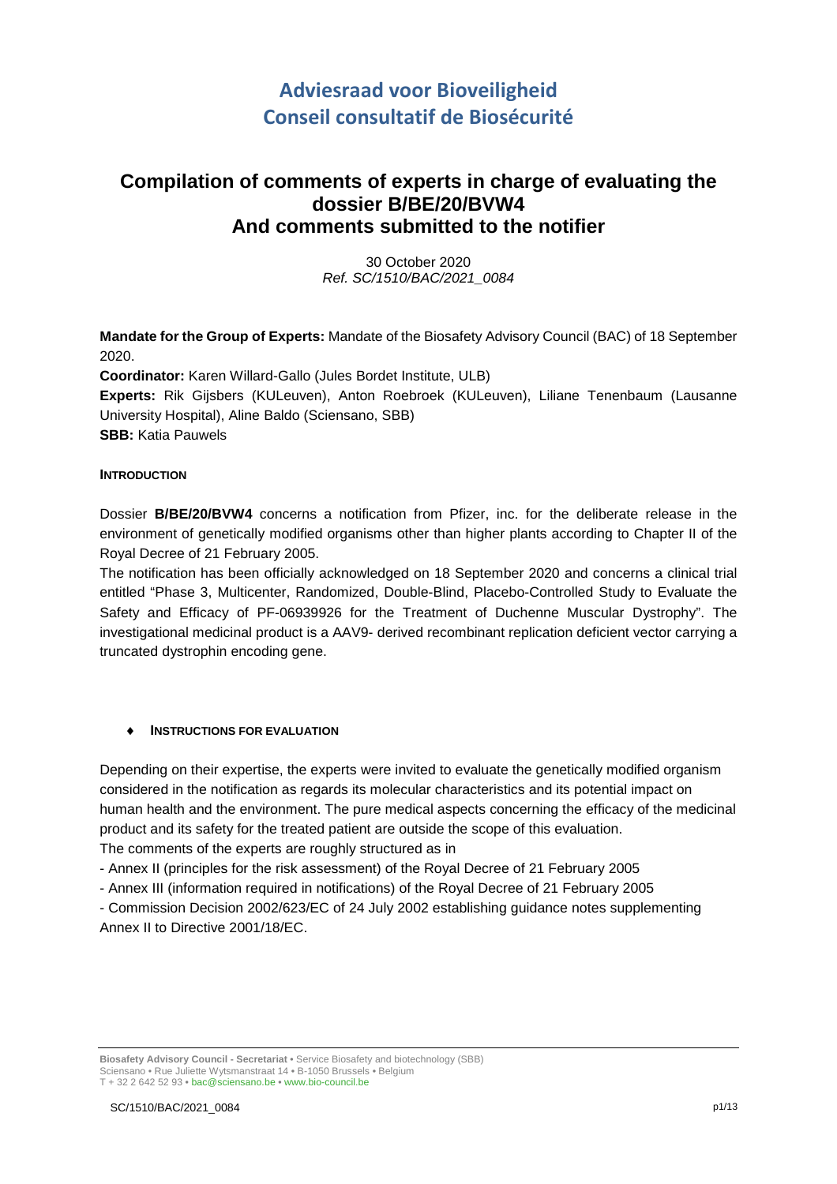# Adviesraad voor Bioveiligheid
# Conseil consultatif de Biosécurité

## Compilation of comments of experts in charge of evaluating the dossier B/BE/20/BVW4 And comments submitted to the notifier

30 October 2020
*Ref. SC/1510/BAC/2021_0084*

**Mandate for the Group of Experts:** Mandate of the Biosafety Advisory Council (BAC) of 18 September 2020.
**Coordinator:** Karen Willard-Gallo (Jules Bordet Institute, ULB)
**Experts:** Rik Gijsbers (KULeuven), Anton Roebroek (KULeuven), Liliane Tenenbaum (Lausanne University Hospital), Aline Baldo (Sciensano, SBB)
**SBB:** Katia Pauwels

### INTRODUCTION

Dossier **B/BE/20/BVW4** concerns a notification from Pfizer, inc. for the deliberate release in the environment of genetically modified organisms other than higher plants according to Chapter II of the Royal Decree of 21 February 2005.
The notification has been officially acknowledged on 18 September 2020 and concerns a clinical trial entitled "Phase 3, Multicenter, Randomized, Double-Blind, Placebo-Controlled Study to Evaluate the Safety and Efficacy of PF-06939926 for the Treatment of Duchenne Muscular Dystrophy". The investigational medicinal product is a AAV9- derived recombinant replication deficient vector carrying a truncated dystrophin encoding gene.

### ♦ INSTRUCTIONS FOR EVALUATION

Depending on their expertise, the experts were invited to evaluate the genetically modified organism considered in the notification as regards its molecular characteristics and its potential impact on human health and the environment. The pure medical aspects concerning the efficacy of the medicinal product and its safety for the treated patient are outside the scope of this evaluation.
The comments of the experts are roughly structured as in

- Annex II (principles for the risk assessment) of the Royal Decree of 21 February 2005
- Annex III (information required in notifications) of the Royal Decree of 21 February 2005
- Commission Decision 2002/623/EC of 24 July 2002 establishing guidance notes supplementing Annex II to Directive 2001/18/EC.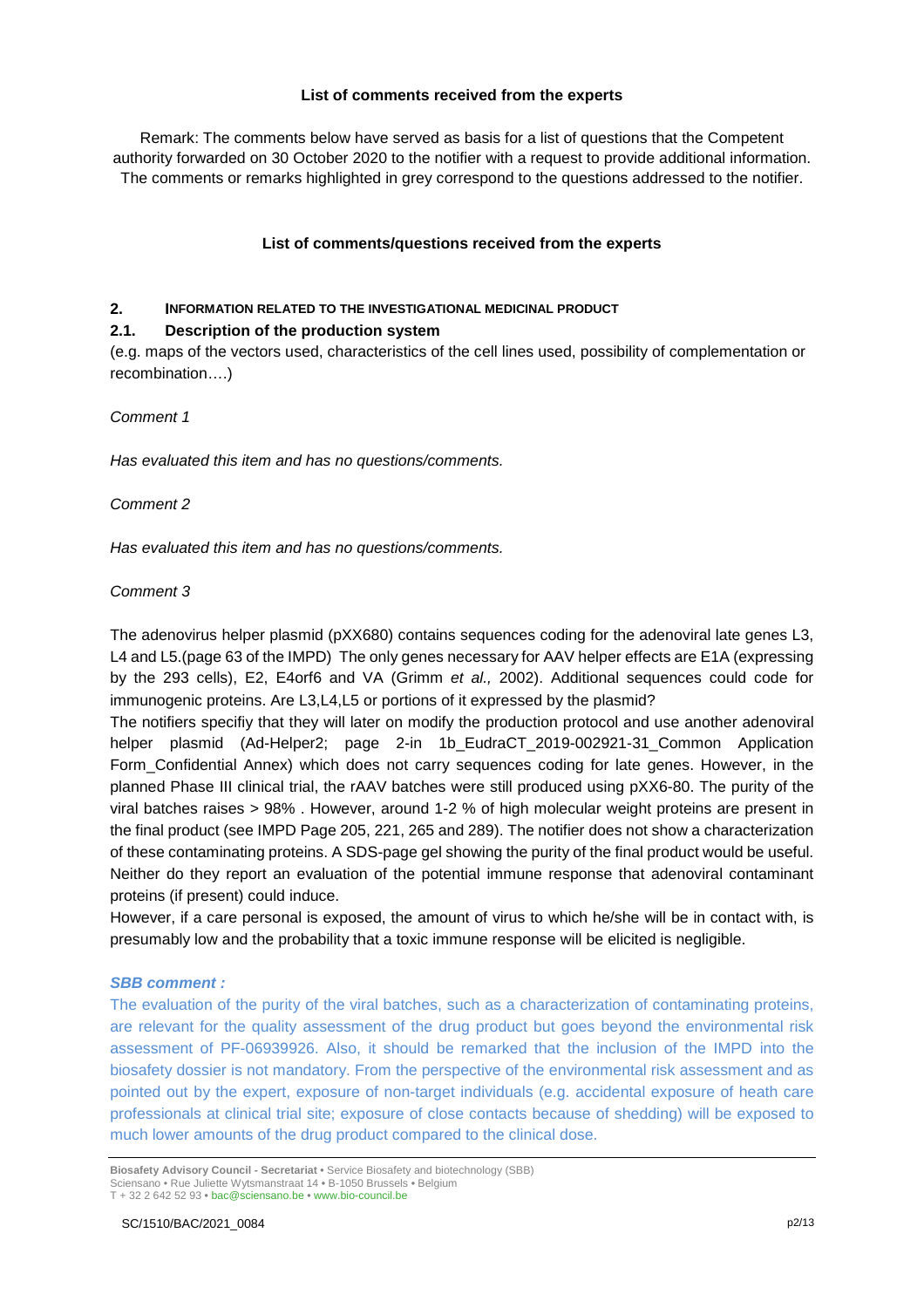**List of comments received from the experts**

Remark: The comments below have served as basis for a list of questions that the Competent authority forwarded on 30 October 2020 to the notifier with a request to provide additional information. The comments or remarks highlighted in grey correspond to the questions addressed to the notifier.

**List of comments/questions received from the experts**

## 2. INFORMATION RELATED TO THE INVESTIGATIONAL MEDICINAL PRODUCT

### 2.1. Description of the production system

(e.g. maps of the vectors used, characteristics of the cell lines used, possibility of complementation or recombination….)

*Comment 1*

*Has evaluated this item and has no questions/comments.*

*Comment 2*

*Has evaluated this item and has no questions/comments.*

*Comment 3*

The adenovirus helper plasmid (pXX680) contains sequences coding for the adenoviral late genes L3, L4 and L5.(page 63 of the IMPD) The only genes necessary for AAV helper effects are E1A (expressing by the 293 cells), E2, E4orf6 and VA (Grimm *et al.,* 2002). Additional sequences could code for immunogenic proteins. Are L3,L4,L5 or portions of it expressed by the plasmid?

The notifiers specifiy that they will later on modify the production protocol and use another adenoviral helper plasmid (Ad-Helper2; page 2-in 1b_EudraCT_2019-002921-31_Common Application Form_Confidential Annex) which does not carry sequences coding for late genes. However, in the planned Phase III clinical trial, the rAAV batches were still produced using pXX6-80. The purity of the viral batches raises > 98% . However, around 1-2 % of high molecular weight proteins are present in the final product (see IMPD Page 205, 221, 265 and 289). The notifier does not show a characterization of these contaminating proteins. A SDS-page gel showing the purity of the final product would be useful. Neither do they report an evaluation of the potential immune response that adenoviral contaminant proteins (if present) could induce.

However, if a care personal is exposed, the amount of virus to which he/she will be in contact with, is presumably low and the probability that a toxic immune response will be elicited is negligible.

***SBB comment :***

The evaluation of the purity of the viral batches, such as a characterization of contaminating proteins, are relevant for the quality assessment of the drug product but goes beyond the environmental risk assessment of PF-06939926. Also, it should be remarked that the inclusion of the IMPD into the biosafety dossier is not mandatory. From the perspective of the environmental risk assessment and as pointed out by the expert, exposure of non-target individuals (e.g. accidental exposure of heath care professionals at clinical trial site; exposure of close contacts because of shedding) will be exposed to much lower amounts of the drug product compared to the clinical dose.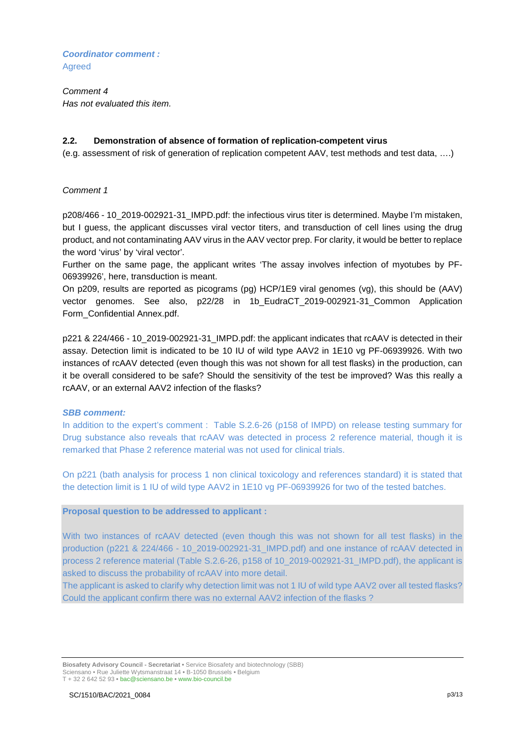***Coordinator comment :***
Agreed

*Comment 4*
*Has not evaluated this item.*

### 2.2. Demonstration of absence of formation of replication-competent virus

(e.g. assessment of risk of generation of replication competent AAV, test methods and test data, ….)

*Comment 1*

p208/466 - 10_2019-002921-31_IMPD.pdf: the infectious virus titer is determined. Maybe I'm mistaken, but I guess, the applicant discusses viral vector titers, and transduction of cell lines using the drug product, and not contaminating AAV virus in the AAV vector prep. For clarity, it would be better to replace the word 'virus' by 'viral vector'.
Further on the same page, the applicant writes 'The assay involves infection of myotubes by PF-06939926', here, transduction is meant.
On p209, results are reported as picograms (pg) HCP/1E9 viral genomes (vg), this should be (AAV) vector genomes. See also, p22/28 in 1b_EudraCT_2019-002921-31_Common Application Form_Confidential Annex.pdf.

p221 & 224/466 - 10_2019-002921-31_IMPD.pdf: the applicant indicates that rcAAV is detected in their assay. Detection limit is indicated to be 10 IU of wild type AAV2 in 1E10 vg PF-06939926. With two instances of rcAAV detected (even though this was not shown for all test flasks) in the production, can it be overall considered to be safe? Should the sensitivity of the test be improved? Was this really a rcAAV, or an external AAV2 infection of the flasks?

***SBB comment:***
In addition to the expert's comment : Table S.2.6-26 (p158 of IMPD) on release testing summary for Drug substance also reveals that rcAAV was detected in process 2 reference material, though it is remarked that Phase 2 reference material was not used for clinical trials.

On p221 (bath analysis for process 1 non clinical toxicology and references standard) it is stated that the detection limit is 1 IU of wild type AAV2 in 1E10 vg PF-06939926 for two of the tested batches.

**Proposal question to be addressed to applicant :**

With two instances of rcAAV detected (even though this was not shown for all test flasks) in the production (p221 & 224/466 - 10_2019-002921-31_IMPD.pdf) and one instance of rcAAV detected in process 2 reference material (Table S.2.6-26, p158 of 10_2019-002921-31_IMPD.pdf), the applicant is asked to discuss the probability of rcAAV into more detail.
The applicant is asked to clarify why detection limit was not 1 IU of wild type AAV2 over all tested flasks? Could the applicant confirm there was no external AAV2 infection of the flasks ?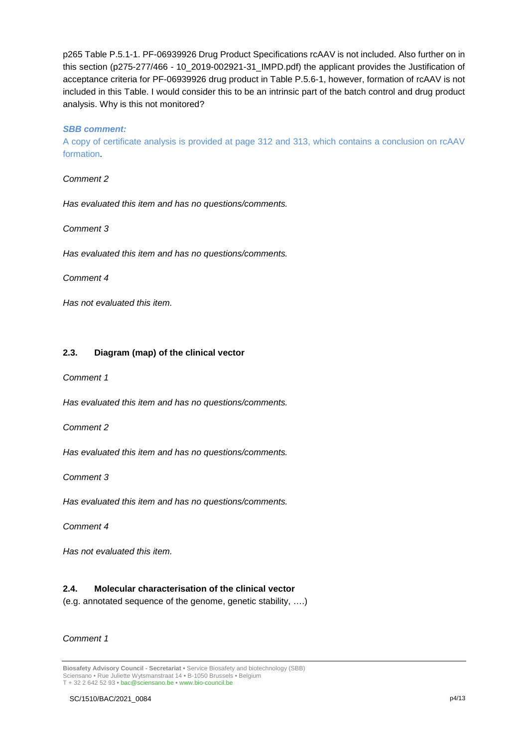p265 Table P.5.1-1. PF-06939926 Drug Product Specifications rcAAV is not included. Also further on in this section (p275-277/466 - 10_2019-002921-31_IMPD.pdf) the applicant provides the Justification of acceptance criteria for PF-06939926 drug product in Table P.5.6-1, however, formation of rcAAV is not included in this Table. I would consider this to be an intrinsic part of the batch control and drug product analysis. Why is this not monitored?

***SBB comment:***

A copy of certificate analysis is provided at page 312 and 313, which contains a conclusion on rcAAV formation.

*Comment 2*

*Has evaluated this item and has no questions/comments.*

*Comment 3*

*Has evaluated this item and has no questions/comments.*

*Comment 4*

*Has not evaluated this item.*

### 2.3. Diagram (map) of the clinical vector

*Comment 1*

*Has evaluated this item and has no questions/comments.*

*Comment 2*

*Has evaluated this item and has no questions/comments.*

*Comment 3*

*Has evaluated this item and has no questions/comments.*

*Comment 4*

*Has not evaluated this item.*

### 2.4. Molecular characterisation of the clinical vector

(e.g. annotated sequence of the genome, genetic stability, ….)

*Comment 1*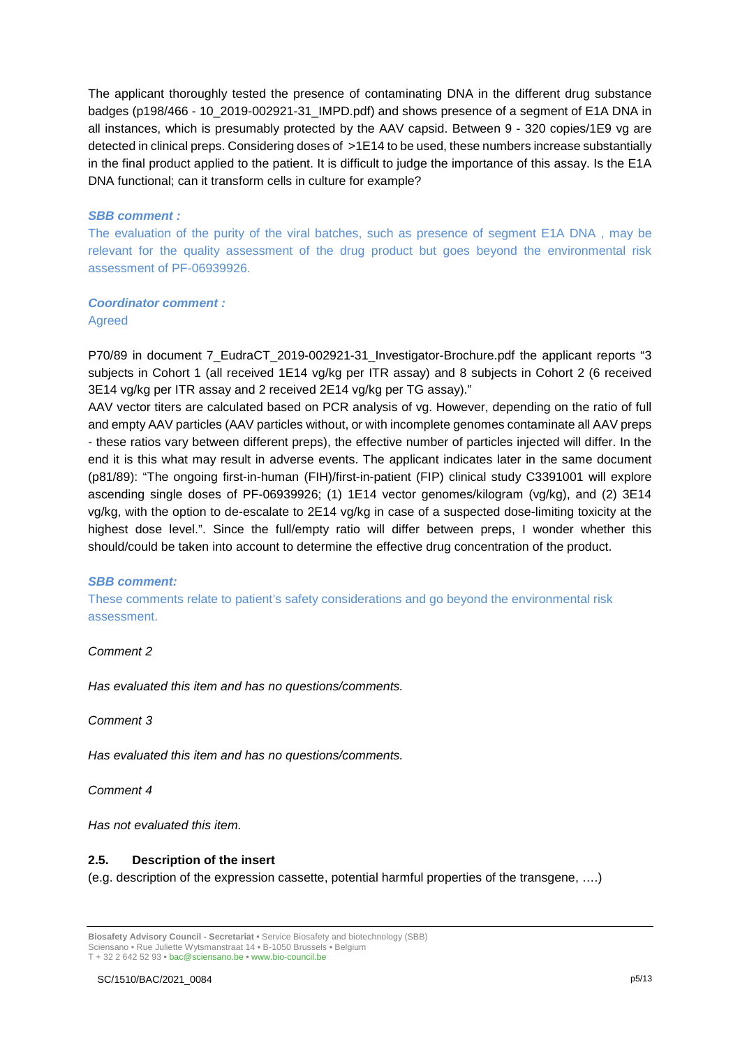The applicant thoroughly tested the presence of contaminating DNA in the different drug substance badges (p198/466 - 10_2019-002921-31_IMPD.pdf) and shows presence of a segment of E1A DNA in all instances, which is presumably protected by the AAV capsid. Between 9 - 320 copies/1E9 vg are detected in clinical preps. Considering doses of >1E14 to be used, these numbers increase substantially in the final product applied to the patient. It is difficult to judge the importance of this assay. Is the E1A DNA functional; can it transform cells in culture for example?

***SBB comment :***

The evaluation of the purity of the viral batches, such as presence of segment E1A DNA , may be relevant for the quality assessment of the drug product but goes beyond the environmental risk assessment of PF-06939926.

***Coordinator comment :***

Agreed

P70/89 in document 7_EudraCT_2019-002921-31_Investigator-Brochure.pdf the applicant reports "3 subjects in Cohort 1 (all received 1E14 vg/kg per ITR assay) and 8 subjects in Cohort 2 (6 received 3E14 vg/kg per ITR assay and 2 received 2E14 vg/kg per TG assay)."

AAV vector titers are calculated based on PCR analysis of vg. However, depending on the ratio of full and empty AAV particles (AAV particles without, or with incomplete genomes contaminate all AAV preps - these ratios vary between different preps), the effective number of particles injected will differ. In the end it is this what may result in adverse events. The applicant indicates later in the same document (p81/89): "The ongoing first-in-human (FIH)/first-in-patient (FIP) clinical study C3391001 will explore ascending single doses of PF-06939926; (1) 1E14 vector genomes/kilogram (vg/kg), and (2) 3E14 vg/kg, with the option to de-escalate to 2E14 vg/kg in case of a suspected dose-limiting toxicity at the highest dose level.". Since the full/empty ratio will differ between preps, I wonder whether this should/could be taken into account to determine the effective drug concentration of the product.

***SBB comment:***

These comments relate to patient's safety considerations and go beyond the environmental risk assessment.

*Comment 2*

*Has evaluated this item and has no questions/comments.*

*Comment 3*

*Has evaluated this item and has no questions/comments.*

*Comment 4*

*Has not evaluated this item.*

### 2.5. Description of the insert

(e.g. description of the expression cassette, potential harmful properties of the transgene, ….)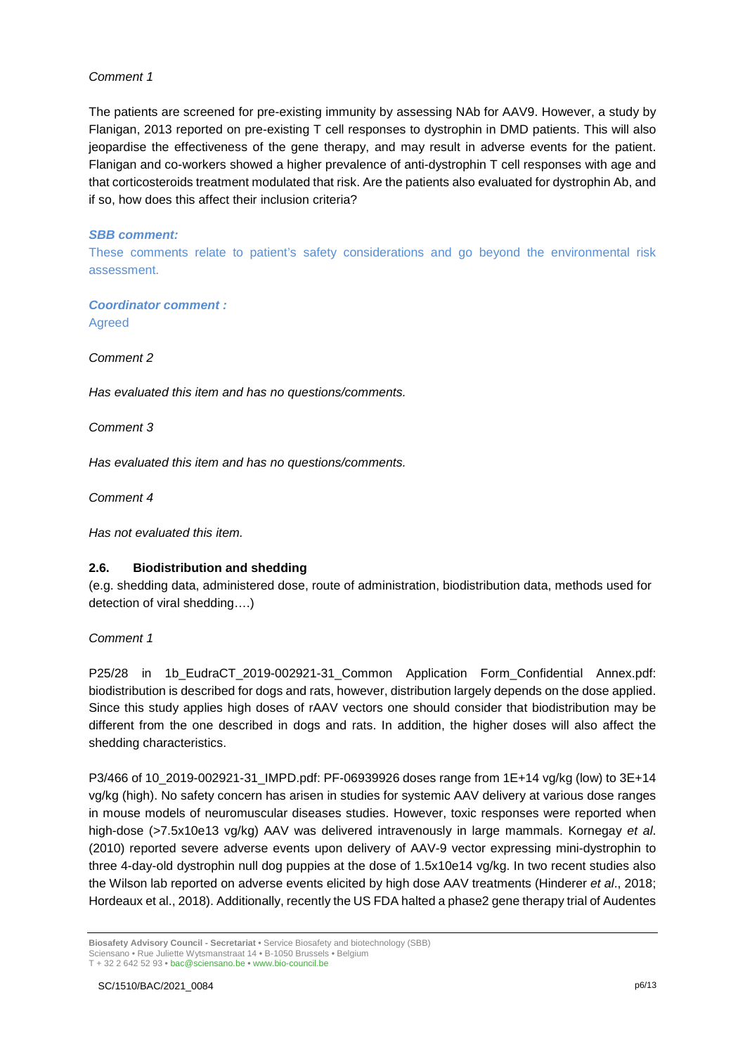*Comment 1*

The patients are screened for pre-existing immunity by assessing NAb for AAV9. However, a study by Flanigan, 2013 reported on pre-existing T cell responses to dystrophin in DMD patients. This will also jeopardise the effectiveness of the gene therapy, and may result in adverse events for the patient. Flanigan and co-workers showed a higher prevalence of anti-dystrophin T cell responses with age and that corticosteroids treatment modulated that risk. Are the patients also evaluated for dystrophin Ab, and if so, how does this affect their inclusion criteria?

***SBB comment:***

These comments relate to patient's safety considerations and go beyond the environmental risk assessment.

***Coordinator comment :***

Agreed

*Comment 2*

*Has evaluated this item and has no questions/comments.*

*Comment 3*

*Has evaluated this item and has no questions/comments.*

*Comment 4*

*Has not evaluated this item.*

### 2.6. Biodistribution and shedding

(e.g. shedding data, administered dose, route of administration, biodistribution data, methods used for detection of viral shedding….)

*Comment 1*

P25/28 in 1b_EudraCT_2019-002921-31_Common Application Form_Confidential Annex.pdf: biodistribution is described for dogs and rats, however, distribution largely depends on the dose applied. Since this study applies high doses of rAAV vectors one should consider that biodistribution may be different from the one described in dogs and rats. In addition, the higher doses will also affect the shedding characteristics.

P3/466 of 10_2019-002921-31_IMPD.pdf: PF-06939926 doses range from 1E+14 vg/kg (low) to 3E+14 vg/kg (high). No safety concern has arisen in studies for systemic AAV delivery at various dose ranges in mouse models of neuromuscular diseases studies. However, toxic responses were reported when high-dose (>7.5x10e13 vg/kg) AAV was delivered intravenously in large mammals. Kornegay *et al*. (2010) reported severe adverse events upon delivery of AAV-9 vector expressing mini-dystrophin to three 4-day-old dystrophin null dog puppies at the dose of 1.5x10e14 vg/kg. In two recent studies also the Wilson lab reported on adverse events elicited by high dose AAV treatments (Hinderer *et al*., 2018; Hordeaux et al., 2018). Additionally, recently the US FDA halted a phase2 gene therapy trial of Audentes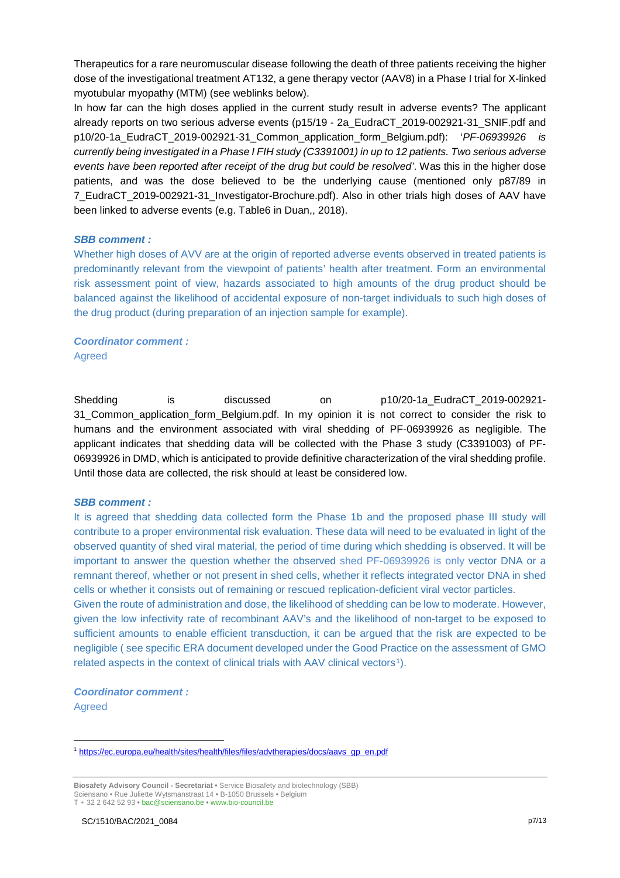Therapeutics for a rare neuromuscular disease following the death of three patients receiving the higher dose of the investigational treatment AT132, a gene therapy vector (AAV8) in a Phase I trial for X-linked myotubular myopathy (MTM) (see weblinks below).

In how far can the high doses applied in the current study result in adverse events? The applicant already reports on two serious adverse events (p15/19 - 2a_EudraCT_2019-002921-31_SNIF.pdf and p10/20-1a_EudraCT_2019-002921-31_Common_application_form_Belgium.pdf): '*PF-06939926 is currently being investigated in a Phase I FIH study (C3391001) in up to 12 patients. Two serious adverse events have been reported after receipt of the drug but could be resolved*'. Was this in the higher dose patients, and was the dose believed to be the underlying cause (mentioned only p87/89 in 7_EudraCT_2019-002921-31_Investigator-Brochure.pdf). Also in other trials high doses of AAV have been linked to adverse events (e.g. Table6 in Duan,, 2018).

***SBB comment :***

Whether high doses of AVV are at the origin of reported adverse events observed in treated patients is predominantly relevant from the viewpoint of patients' health after treatment. Form an environmental risk assessment point of view, hazards associated to high amounts of the drug product should be balanced against the likelihood of accidental exposure of non-target individuals to such high doses of the drug product (during preparation of an injection sample for example).

***Coordinator comment :***

Agreed

Shedding is discussed on p10/20-1a_EudraCT_2019-002921-31_Common_application_form_Belgium.pdf. In my opinion it is not correct to consider the risk to humans and the environment associated with viral shedding of PF-06939926 as negligible. The applicant indicates that shedding data will be collected with the Phase 3 study (C3391003) of PF-06939926 in DMD, which is anticipated to provide definitive characterization of the viral shedding profile. Until those data are collected, the risk should at least be considered low.

***SBB comment :***

It is agreed that shedding data collected form the Phase 1b and the proposed phase III study will contribute to a proper environmental risk evaluation. These data will need to be evaluated in light of the observed quantity of shed viral material, the period of time during which shedding is observed. It will be important to answer the question whether the observed shed PF-06939926 is only vector DNA or a remnant thereof, whether or not present in shed cells, whether it reflects integrated vector DNA in shed cells or whether it consists out of remaining or rescued replication-deficient viral vector particles.

Given the route of administration and dose, the likelihood of shedding can be low to moderate. However, given the low infectivity rate of recombinant AAV's and the likelihood of non-target to be exposed to sufficient amounts to enable efficient transduction, it can be argued that the risk are expected to be negligible ( see specific ERA document developed under the Good Practice on the assessment of GMO related aspects in the context of clinical trials with AAV clinical vectors[1]).

***Coordinator comment :***

Agreed

[1] https://ec.europa.eu/health/sites/health/files/files/advtherapies/docs/aavs_gp_en.pdf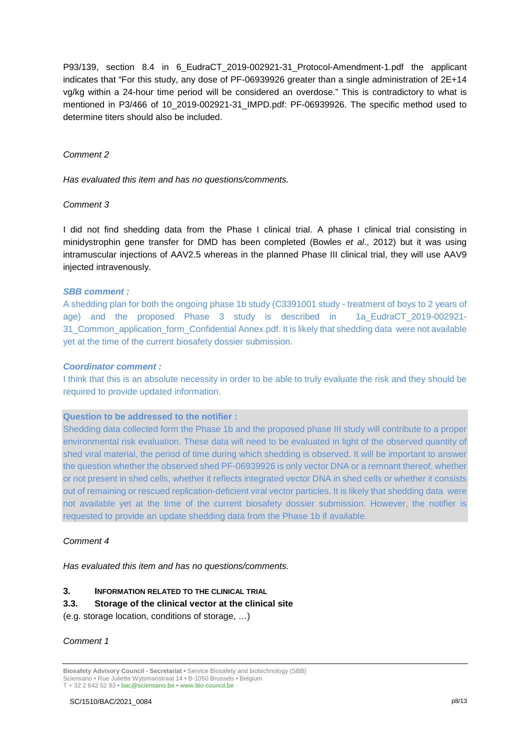P93/139, section 8.4 in 6_EudraCT_2019-002921-31_Protocol-Amendment-1.pdf the applicant indicates that “For this study, any dose of PF-06939926 greater than a single administration of 2E+14 vg/kg within a 24-hour time period will be considered an overdose.” This is contradictory to what is mentioned in P3/466 of 10_2019-002921-31_IMPD.pdf: PF-06939926. The specific method used to determine titers should also be included.

*Comment 2*

*Has evaluated this item and has no questions/comments.*

*Comment 3*

I did not find shedding data from the Phase I clinical trial. A phase I clinical trial consisting in minidystrophin gene transfer for DMD has been completed (Bowles *et al*., 2012) but it was using intramuscular injections of AAV2.5 whereas in the planned Phase III clinical trial, they will use AAV9 injected intravenously.

***SBB comment :***

A shedding plan for both the ongoing phase 1b study (C3391001 study - treatment of boys to 2 years of age) and the proposed Phase 3 study is described in 1a_EudraCT_2019-002921-31_Common_application_form_Confidential Annex.pdf. It is likely that shedding data were not available yet at the time of the current biosafety dossier submission.

***Coordinator comment :***

I think that this is an absolute necessity in order to be able to truly evaluate the risk and they should be required to provide updated information.

**Question to be addressed to the notifier :**

Shedding data collected form the Phase 1b and the proposed phase III study will contribute to a proper environmental risk evaluation. These data will need to be evaluated in light of the observed quantity of shed viral material, the period of time during which shedding is observed. It will be important to answer the question whether the observed shed PF-06939926 is only vector DNA or a remnant thereof, whether or not present in shed cells, whether it reflects integrated vector DNA in shed cells or whether it consists out of remaining or rescued replication-deficient viral vector particles. It is likely that shedding data were not available yet at the time of the current biosafety dossier submission. However, the notifier is requested to provide an update shedding data from the Phase 1b if available.

*Comment 4*

*Has evaluated this item and has no questions/comments.*

## 3. INFORMATION RELATED TO THE CLINICAL TRIAL

### 3.3. Storage of the clinical vector at the clinical site

(e.g. storage location, conditions of storage, …)

*Comment 1*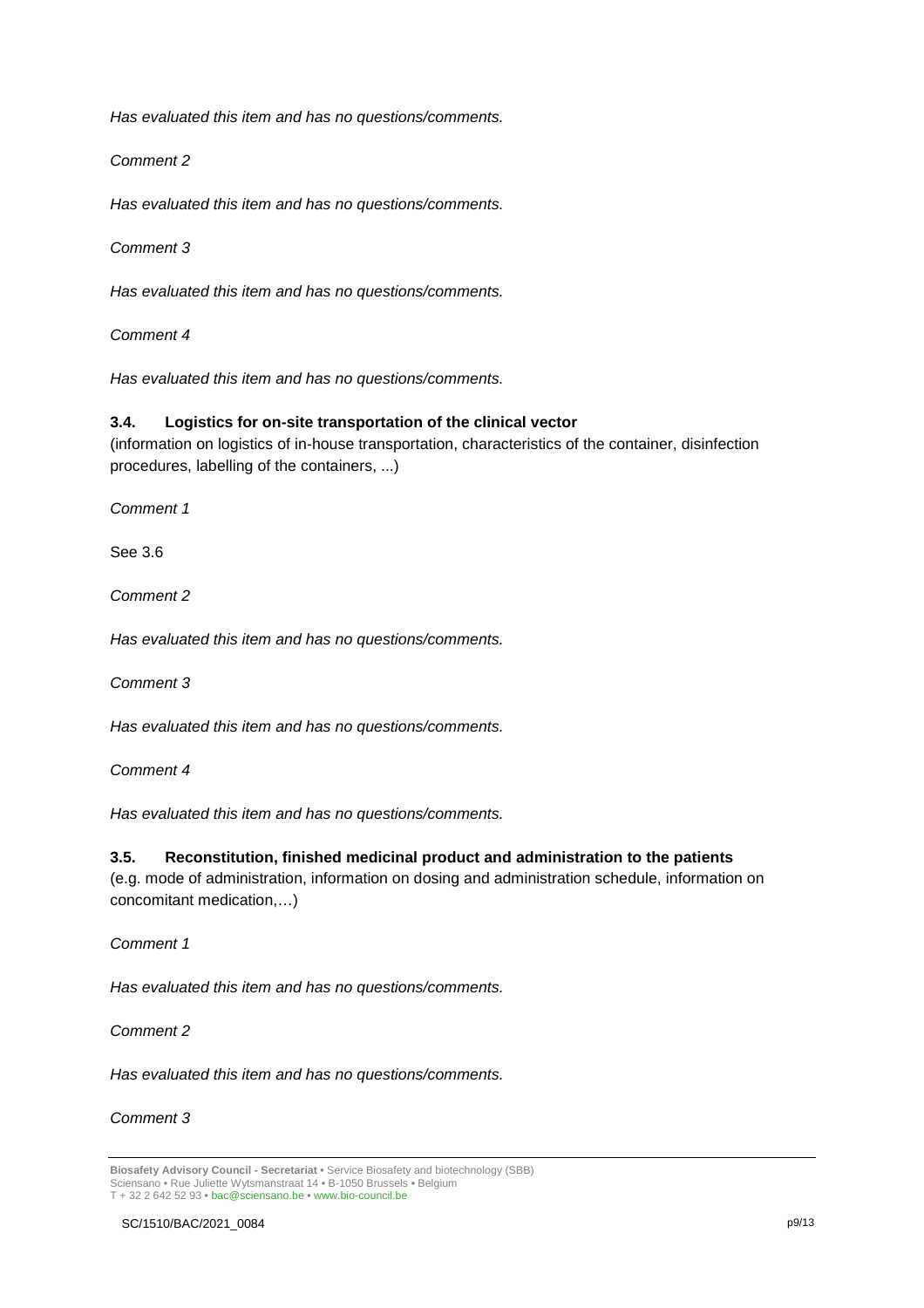*Has evaluated this item and has no questions/comments.*

*Comment 2*

*Has evaluated this item and has no questions/comments.*

*Comment 3*

*Has evaluated this item and has no questions/comments.*

*Comment 4*

*Has evaluated this item and has no questions/comments.*

### 3.4. Logistics for on-site transportation of the clinical vector

(information on logistics of in-house transportation, characteristics of the container, disinfection procedures, labelling of the containers, ...)

*Comment 1*

See 3.6

*Comment 2*

*Has evaluated this item and has no questions/comments.*

*Comment 3*

*Has evaluated this item and has no questions/comments.*

*Comment 4*

*Has evaluated this item and has no questions/comments.*

### 3.5. Reconstitution, finished medicinal product and administration to the patients

(e.g. mode of administration, information on dosing and administration schedule, information on concomitant medication,…)

*Comment 1*

*Has evaluated this item and has no questions/comments.*

*Comment 2*

*Has evaluated this item and has no questions/comments.*

*Comment 3*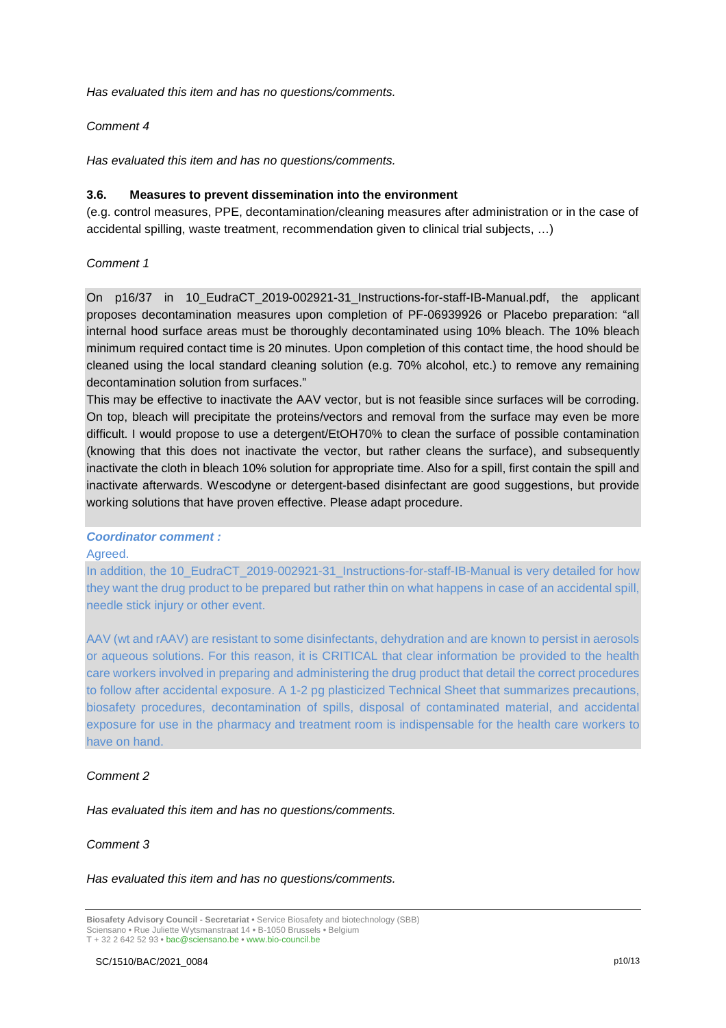*Has evaluated this item and has no questions/comments.*

*Comment 4*

*Has evaluated this item and has no questions/comments.*

### 3.6. Measures to prevent dissemination into the environment

(e.g. control measures, PPE, decontamination/cleaning measures after administration or in the case of accidental spilling, waste treatment, recommendation given to clinical trial subjects, …)

*Comment 1*

On p16/37 in 10_EudraCT_2019-002921-31_Instructions-for-staff-IB-Manual.pdf, the applicant proposes decontamination measures upon completion of PF-06939926 or Placebo preparation: "all internal hood surface areas must be thoroughly decontaminated using 10% bleach. The 10% bleach minimum required contact time is 20 minutes. Upon completion of this contact time, the hood should be cleaned using the local standard cleaning solution (e.g. 70% alcohol, etc.) to remove any remaining decontamination solution from surfaces."
This may be effective to inactivate the AAV vector, but is not feasible since surfaces will be corroding. On top, bleach will precipitate the proteins/vectors and removal from the surface may even be more difficult. I would propose to use a detergent/EtOH70% to clean the surface of possible contamination (knowing that this does not inactivate the vector, but rather cleans the surface), and subsequently inactivate the cloth in bleach 10% solution for appropriate time. Also for a spill, first contain the spill and inactivate afterwards. Wescodyne or detergent-based disinfectant are good suggestions, but provide working solutions that have proven effective. Please adapt procedure.

***Coordinator comment :***

Agreed.
In addition, the 10_EudraCT_2019-002921-31_Instructions-for-staff-IB-Manual is very detailed for how they want the drug product to be prepared but rather thin on what happens in case of an accidental spill, needle stick injury or other event.

AAV (wt and rAAV) are resistant to some disinfectants, dehydration and are known to persist in aerosols or aqueous solutions. For this reason, it is CRITICAL that clear information be provided to the health care workers involved in preparing and administering the drug product that detail the correct procedures to follow after accidental exposure. A 1-2 pg plasticized Technical Sheet that summarizes precautions, biosafety procedures, decontamination of spills, disposal of contaminated material, and accidental exposure for use in the pharmacy and treatment room is indispensable for the health care workers to have on hand.

*Comment 2*

*Has evaluated this item and has no questions/comments.*

*Comment 3*

*Has evaluated this item and has no questions/comments.*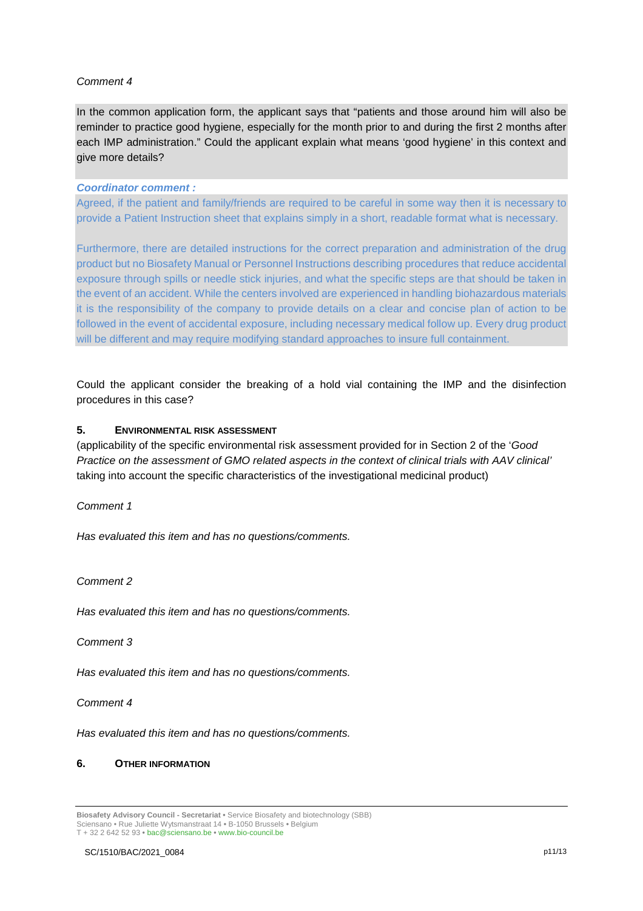*Comment 4*

In the common application form, the applicant says that “patients and those around him will also be reminder to practice good hygiene, especially for the month prior to and during the first 2 months after each IMP administration.” Could the applicant explain what means ‘good hygiene’ in this context and give more details?

***Coordinator comment :***

Agreed, if the patient and family/friends are required to be careful in some way then it is necessary to provide a Patient Instruction sheet that explains simply in a short, readable format what is necessary.

Furthermore, there are detailed instructions for the correct preparation and administration of the drug product but no Biosafety Manual or Personnel Instructions describing procedures that reduce accidental exposure through spills or needle stick injuries, and what the specific steps are that should be taken in the event of an accident. While the centers involved are experienced in handling biohazardous materials it is the responsibility of the company to provide details on a clear and concise plan of action to be followed in the event of accidental exposure, including necessary medical follow up. Every drug product will be different and may require modifying standard approaches to insure full containment.

Could the applicant consider the breaking of a hold vial containing the IMP and the disinfection procedures in this case?

## 5. ENVIRONMENTAL RISK ASSESSMENT

(applicability of the specific environmental risk assessment provided for in Section 2 of the ‘*Good Practice on the assessment of GMO related aspects in the context of clinical trials with AAV clinical’* taking into account the specific characteristics of the investigational medicinal product)

*Comment 1*

*Has evaluated this item and has no questions/comments.*

*Comment 2*

*Has evaluated this item and has no questions/comments.*

*Comment 3*

*Has evaluated this item and has no questions/comments.*

*Comment 4*

*Has evaluated this item and has no questions/comments.*

## 6. OTHER INFORMATION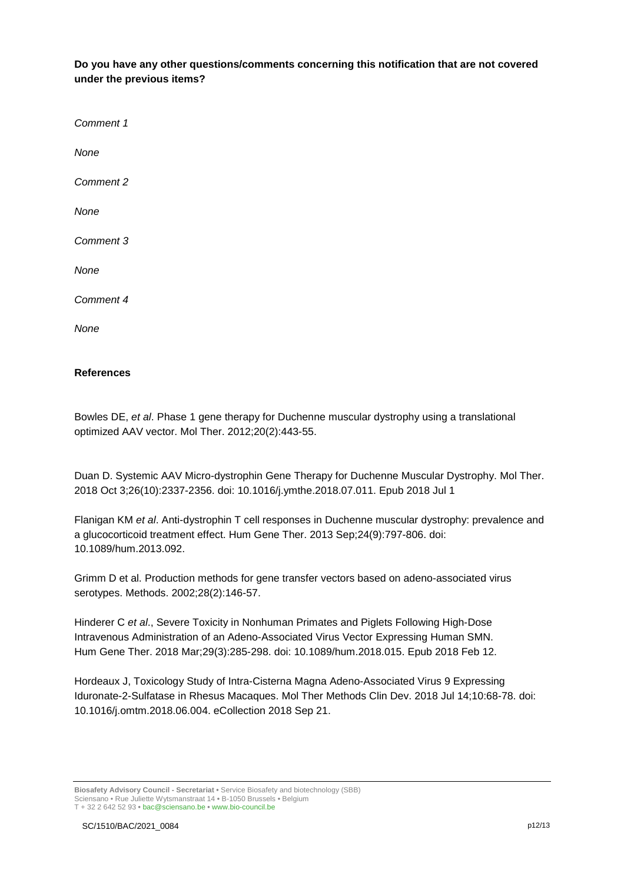**Do you have any other questions/comments concerning this notification that are not covered under the previous items?**

*Comment 1*

*None*

*Comment 2*

*None*

*Comment 3*

*None*

*Comment 4*

*None*

**References**

Bowles DE, *et al*. Phase 1 gene therapy for Duchenne muscular dystrophy using a translational optimized AAV vector. Mol Ther. 2012;20(2):443-55.

Duan D. Systemic AAV Micro-dystrophin Gene Therapy for Duchenne Muscular Dystrophy. Mol Ther. 2018 Oct 3;26(10):2337-2356. doi: 10.1016/j.ymthe.2018.07.011. Epub 2018 Jul 1

Flanigan KM *et al*. Anti-dystrophin T cell responses in Duchenne muscular dystrophy: prevalence and a glucocorticoid treatment effect. Hum Gene Ther. 2013 Sep;24(9):797-806. doi: 10.1089/hum.2013.092.

Grimm D et al. Production methods for gene transfer vectors based on adeno-associated virus serotypes. Methods. 2002;28(2):146-57.

Hinderer C *et al*., Severe Toxicity in Nonhuman Primates and Piglets Following High-Dose Intravenous Administration of an Adeno-Associated Virus Vector Expressing Human SMN. Hum Gene Ther. 2018 Mar;29(3):285-298. doi: 10.1089/hum.2018.015. Epub 2018 Feb 12.

Hordeaux J, Toxicology Study of Intra-Cisterna Magna Adeno-Associated Virus 9 Expressing Iduronate-2-Sulfatase in Rhesus Macaques. Mol Ther Methods Clin Dev. 2018 Jul 14;10:68-78. doi: 10.1016/j.omtm.2018.06.004. eCollection 2018 Sep 21.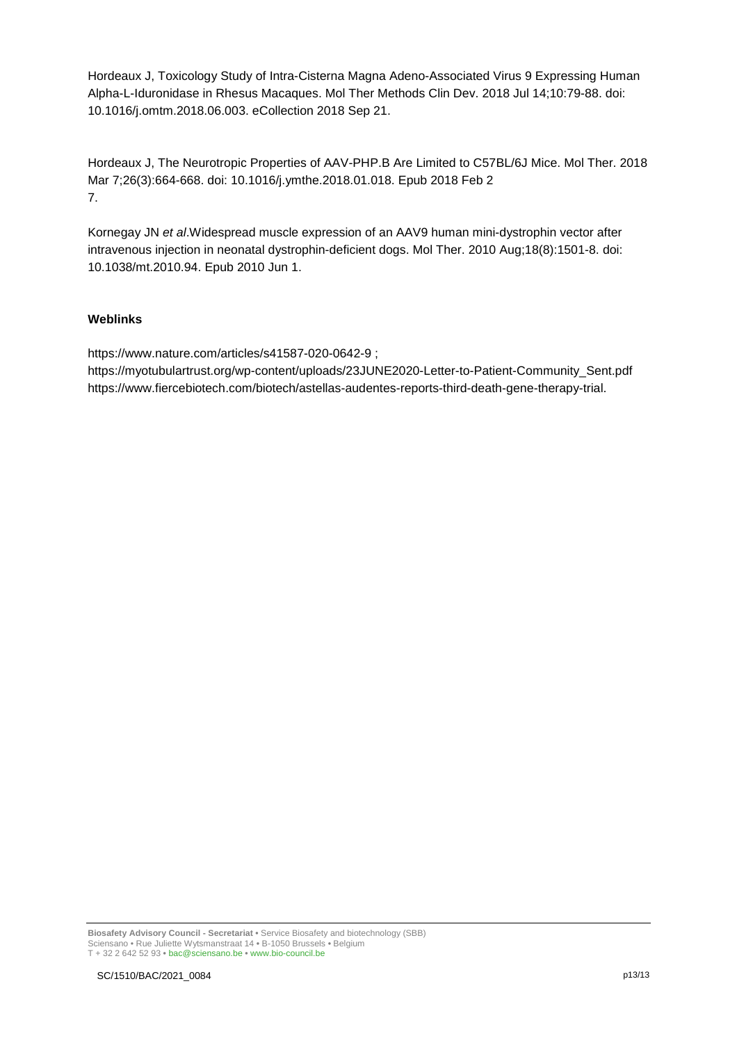Hordeaux J, Toxicology Study of Intra-Cisterna Magna Adeno-Associated Virus 9 Expressing Human Alpha-L-Iduronidase in Rhesus Macaques. Mol Ther Methods Clin Dev. 2018 Jul 14;10:79-88. doi: 10.1016/j.omtm.2018.06.003. eCollection 2018 Sep 21.

Hordeaux J, The Neurotropic Properties of AAV-PHP.B Are Limited to C57BL/6J Mice. Mol Ther. 2018 Mar 7;26(3):664-668. doi: 10.1016/j.ymthe.2018.01.018. Epub 2018 Feb 2
7.

Kornegay JN *et al*.Widespread muscle expression of an AAV9 human mini-dystrophin vector after intravenous injection in neonatal dystrophin-deficient dogs. Mol Ther. 2010 Aug;18(8):1501-8. doi: 10.1038/mt.2010.94. Epub 2010 Jun 1.

**Weblinks**

https://www.nature.com/articles/s41587-020-0642-9 ;
https://myotubulartrust.org/wp-content/uploads/23JUNE2020-Letter-to-Patient-Community_Sent.pdf
https://www.fiercebiotech.com/biotech/astellas-audentes-reports-third-death-gene-therapy-trial.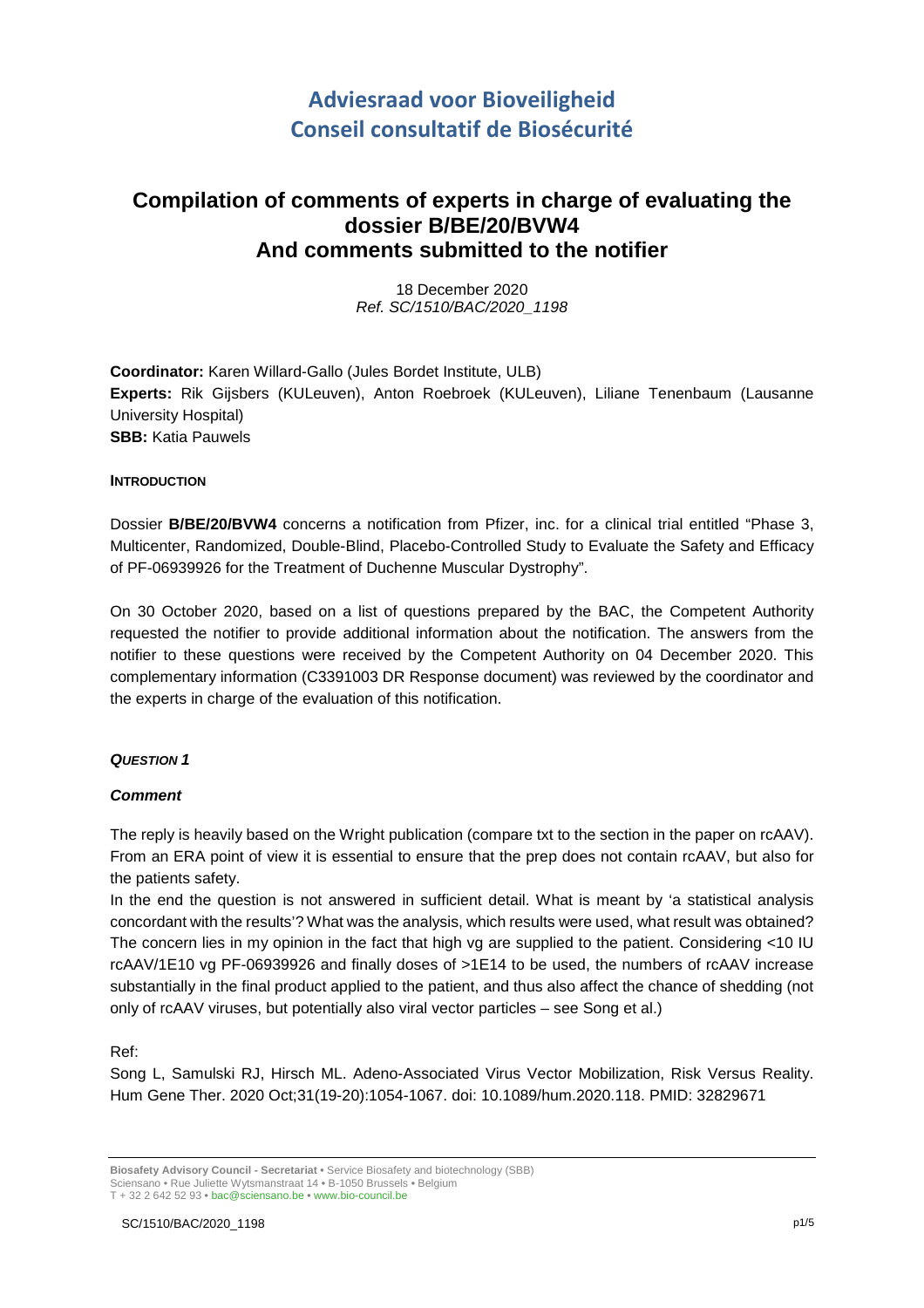# Adviesraad voor Bioveiligheid
# Conseil consultatif de Biosécurité

## Compilation of comments of experts in charge of evaluating the dossier B/BE/20/BVW4
## And comments submitted to the notifier

18 December 2020
*Ref. SC/1510/BAC/2020_1198*

**Coordinator:** Karen Willard-Gallo (Jules Bordet Institute, ULB)
**Experts:** Rik Gijsbers (KULeuven), Anton Roebroek (KULeuven), Liliane Tenenbaum (Lausanne University Hospital)
**SBB:** Katia Pauwels

**INTRODUCTION**

Dossier **B/BE/20/BVW4** concerns a notification from Pfizer, inc. for a clinical trial entitled "Phase 3, Multicenter, Randomized, Double-Blind, Placebo-Controlled Study to Evaluate the Safety and Efficacy of PF-06939926 for the Treatment of Duchenne Muscular Dystrophy".

On 30 October 2020, based on a list of questions prepared by the BAC, the Competent Authority requested the notifier to provide additional information about the notification. The answers from the notifier to these questions were received by the Competent Authority on 04 December 2020. This complementary information (C3391003 DR Response document) was reviewed by the coordinator and the experts in charge of the evaluation of this notification.

***QUESTION 1***

***Comment***

The reply is heavily based on the Wright publication (compare txt to the section in the paper on rcAAV). From an ERA point of view it is essential to ensure that the prep does not contain rcAAV, but also for the patients safety.

In the end the question is not answered in sufficient detail. What is meant by 'a statistical analysis concordant with the results'? What was the analysis, which results were used, what result was obtained? The concern lies in my opinion in the fact that high vg are supplied to the patient. Considering <10 IU rcAAV/1E10 vg PF-06939926 and finally doses of >1E14 to be used, the numbers of rcAAV increase substantially in the final product applied to the patient, and thus also affect the chance of shedding (not only of rcAAV viruses, but potentially also viral vector particles – see Song et al.)

Ref:

Song L, Samulski RJ, Hirsch ML. Adeno-Associated Virus Vector Mobilization, Risk Versus Reality. Hum Gene Ther. 2020 Oct;31(19-20):1054-1067. doi: 10.1089/hum.2020.118. PMID: 32829671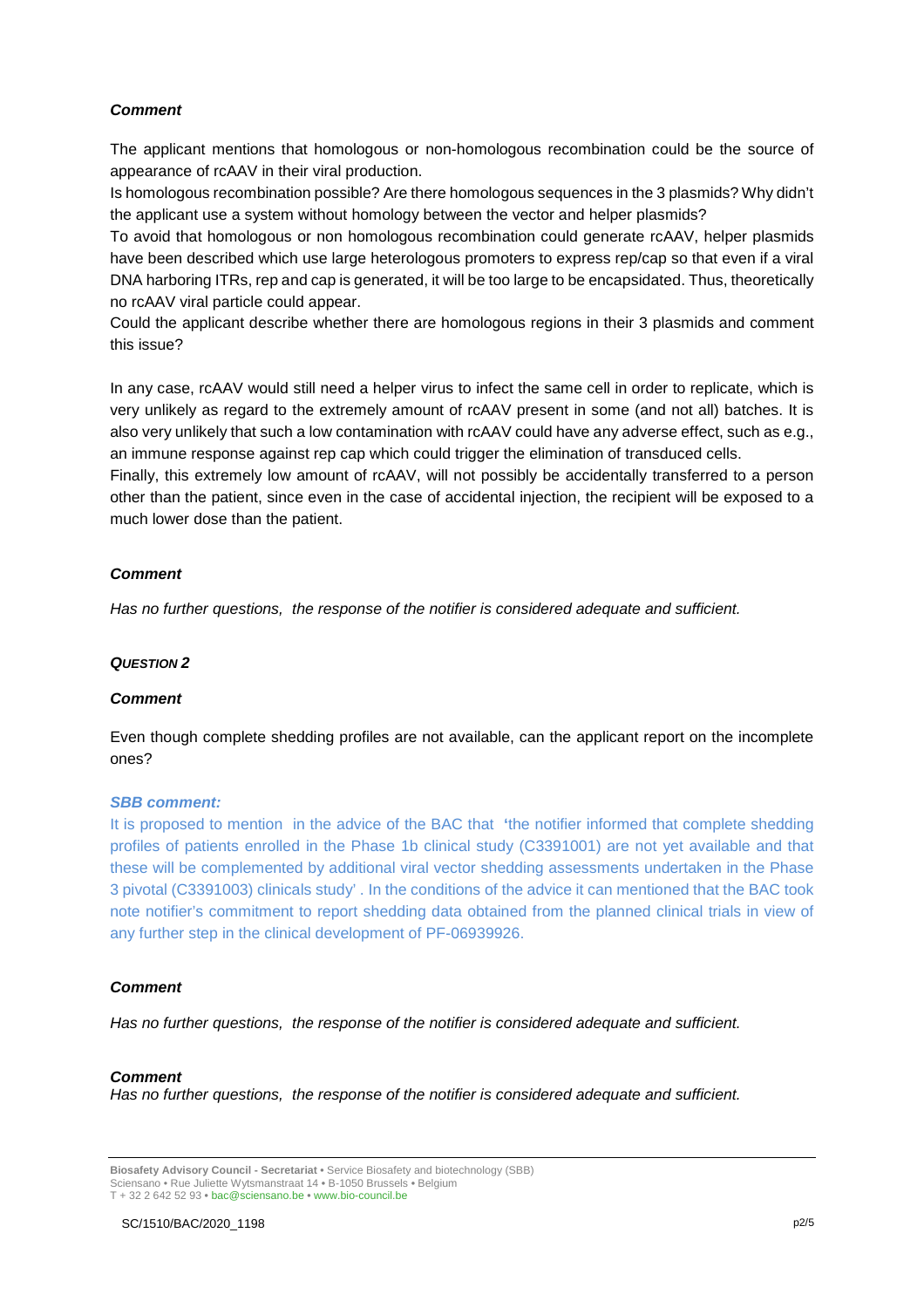***Comment***

The applicant mentions that homologous or non-homologous recombination could be the source of appearance of rcAAV in their viral production.

Is homologous recombination possible? Are there homologous sequences in the 3 plasmids? Why didn't the applicant use a system without homology between the vector and helper plasmids?

To avoid that homologous or non homologous recombination could generate rcAAV, helper plasmids have been described which use large heterologous promoters to express rep/cap so that even if a viral DNA harboring ITRs, rep and cap is generated, it will be too large to be encapsidated. Thus, theoretically no rcAAV viral particle could appear.

Could the applicant describe whether there are homologous regions in their 3 plasmids and comment this issue?

In any case, rcAAV would still need a helper virus to infect the same cell in order to replicate, which is very unlikely as regard to the extremely amount of rcAAV present in some (and not all) batches. It is also very unlikely that such a low contamination with rcAAV could have any adverse effect, such as e.g., an immune response against rep cap which could trigger the elimination of transduced cells.

Finally, this extremely low amount of rcAAV, will not possibly be accidentally transferred to a person other than the patient, since even in the case of accidental injection, the recipient will be exposed to a much lower dose than the patient.

***Comment***

*Has no further questions, the response of the notifier is considered adequate and sufficient.*

***QUESTION 2***

***Comment***

Even though complete shedding profiles are not available, can the applicant report on the incomplete ones?

***SBB comment:***

It is proposed to mention in the advice of the BAC that 'the notifier informed that complete shedding profiles of patients enrolled in the Phase 1b clinical study (C3391001) are not yet available and that these will be complemented by additional viral vector shedding assessments undertaken in the Phase 3 pivotal (C3391003) clinicals study' . In the conditions of the advice it can mentioned that the BAC took note notifier's commitment to report shedding data obtained from the planned clinical trials in view of any further step in the clinical development of PF-06939926.

***Comment***

*Has no further questions, the response of the notifier is considered adequate and sufficient.*

***Comment***

*Has no further questions, the response of the notifier is considered adequate and sufficient.*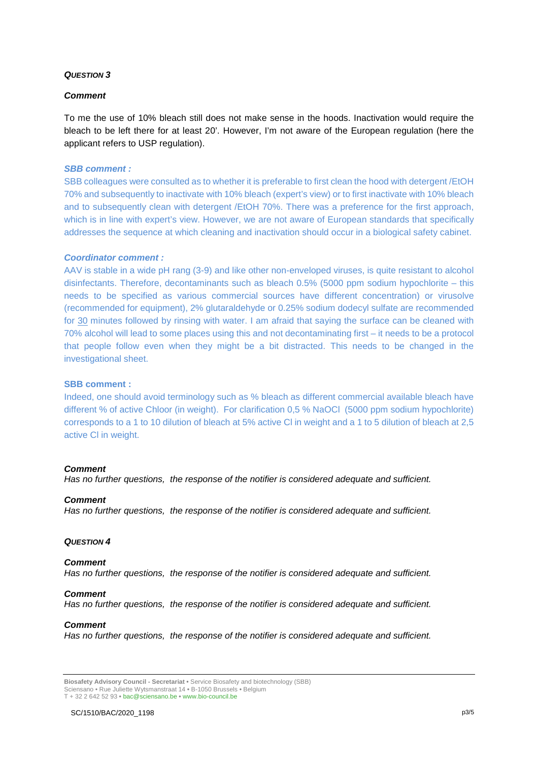***Question 3***

***Comment***

To me the use of 10% bleach still does not make sense in the hoods. Inactivation would require the bleach to be left there for at least 20'. However, I'm not aware of the European regulation (here the applicant refers to USP regulation).

***SBB comment :***

SBB colleagues were consulted as to whether it is preferable to first clean the hood with detergent /EtOH 70% and subsequently to inactivate with 10% bleach (expert's view) or to first inactivate with 10% bleach and to subsequently clean with detergent /EtOH 70%. There was a preference for the first approach, which is in line with expert's view. However, we are not aware of European standards that specifically addresses the sequence at which cleaning and inactivation should occur in a biological safety cabinet.

***Coordinator comment :***

AAV is stable in a wide pH rang (3-9) and like other non-enveloped viruses, is quite resistant to alcohol disinfectants. Therefore, decontaminants such as bleach 0.5% (5000 ppm sodium hypochlorite – this needs to be specified as various commercial sources have different concentration) or virusolve (recommended for equipment), 2% glutaraldehyde or 0.25% sodium dodecyl sulfate are recommended for 30 minutes followed by rinsing with water. I am afraid that saying the surface can be cleaned with 70% alcohol will lead to some places using this and not decontaminating first – it needs to be a protocol that people follow even when they might be a bit distracted. This needs to be changed in the investigational sheet.

**SBB comment :**

Indeed, one should avoid terminology such as % bleach as different commercial available bleach have different % of active Chloor (in weight). For clarification 0,5 % NaOCl (5000 ppm sodium hypochlorite) corresponds to a 1 to 10 dilution of bleach at 5% active Cl in weight and a 1 to 5 dilution of bleach at 2,5 active Cl in weight.

***Comment***

*Has no further questions, the response of the notifier is considered adequate and sufficient.*

***Comment***

*Has no further questions, the response of the notifier is considered adequate and sufficient.*

***Question 4***

***Comment***

*Has no further questions, the response of the notifier is considered adequate and sufficient.*

***Comment***

*Has no further questions, the response of the notifier is considered adequate and sufficient.*

***Comment***

*Has no further questions, the response of the notifier is considered adequate and sufficient.*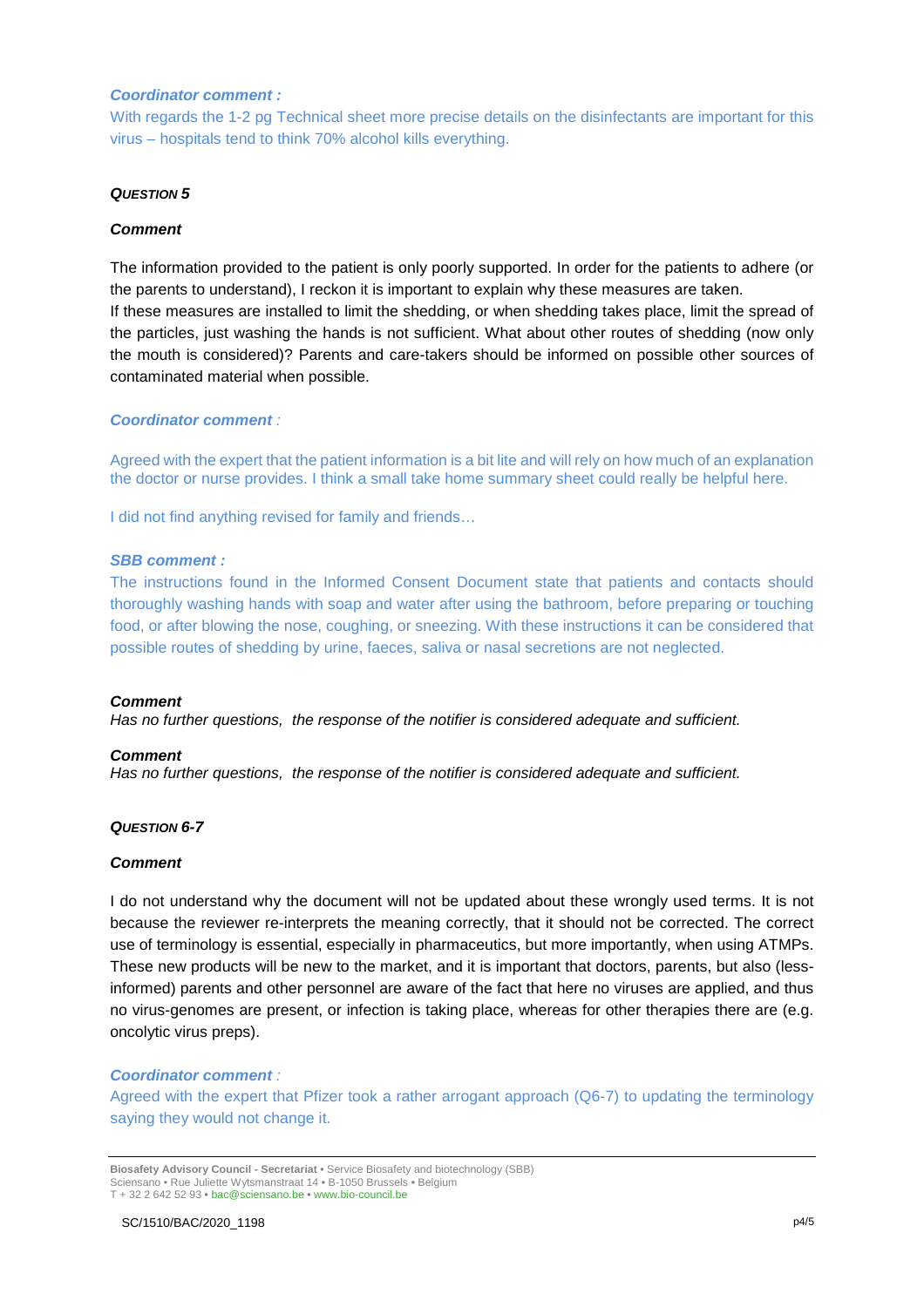***Coordinator comment :***

With regards the 1-2 pg Technical sheet more precise details on the disinfectants are important for this virus – hospitals tend to think 70% alcohol kills everything.

***QUESTION 5***

***Comment***

The information provided to the patient is only poorly supported. In order for the patients to adhere (or the parents to understand), I reckon it is important to explain why these measures are taken.
If these measures are installed to limit the shedding, or when shedding takes place, limit the spread of the particles, just washing the hands is not sufficient. What about other routes of shedding (now only the mouth is considered)? Parents and care-takers should be informed on possible other sources of contaminated material when possible.

***Coordinator comment** :*

Agreed with the expert that the patient information is a bit lite and will rely on how much of an explanation the doctor or nurse provides. I think a small take home summary sheet could really be helpful here.

I did not find anything revised for family and friends…

***SBB comment :***

The instructions found in the Informed Consent Document state that patients and contacts should thoroughly washing hands with soap and water after using the bathroom, before preparing or touching food, or after blowing the nose, coughing, or sneezing. With these instructions it can be considered that possible routes of shedding by urine, faeces, saliva or nasal secretions are not neglected.

***Comment***

*Has no further questions, the response of the notifier is considered adequate and sufficient.*

***Comment***

*Has no further questions, the response of the notifier is considered adequate and sufficient.*

***QUESTION 6-7***

***Comment***

I do not understand why the document will not be updated about these wrongly used terms. It is not because the reviewer re-interprets the meaning correctly, that it should not be corrected. The correct use of terminology is essential, especially in pharmaceutics, but more importantly, when using ATMPs. These new products will be new to the market, and it is important that doctors, parents, but also (less-informed) parents and other personnel are aware of the fact that here no viruses are applied, and thus no virus-genomes are present, or infection is taking place, whereas for other therapies there are (e.g. oncolytic virus preps).

***Coordinator comment** :*

Agreed with the expert that Pfizer took a rather arrogant approach (Q6-7) to updating the terminology saying they would not change it.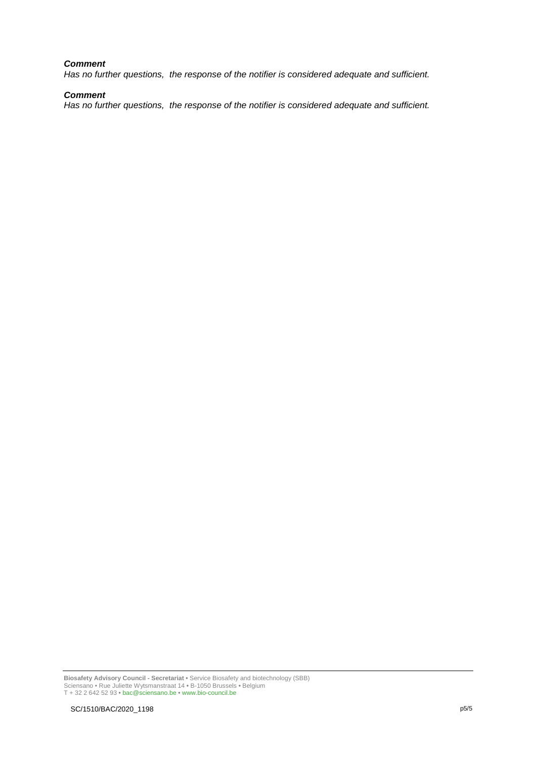***Comment***

*Has no further questions, the response of the notifier is considered adequate and sufficient.*

***Comment***

*Has no further questions, the response of the notifier is considered adequate and sufficient.*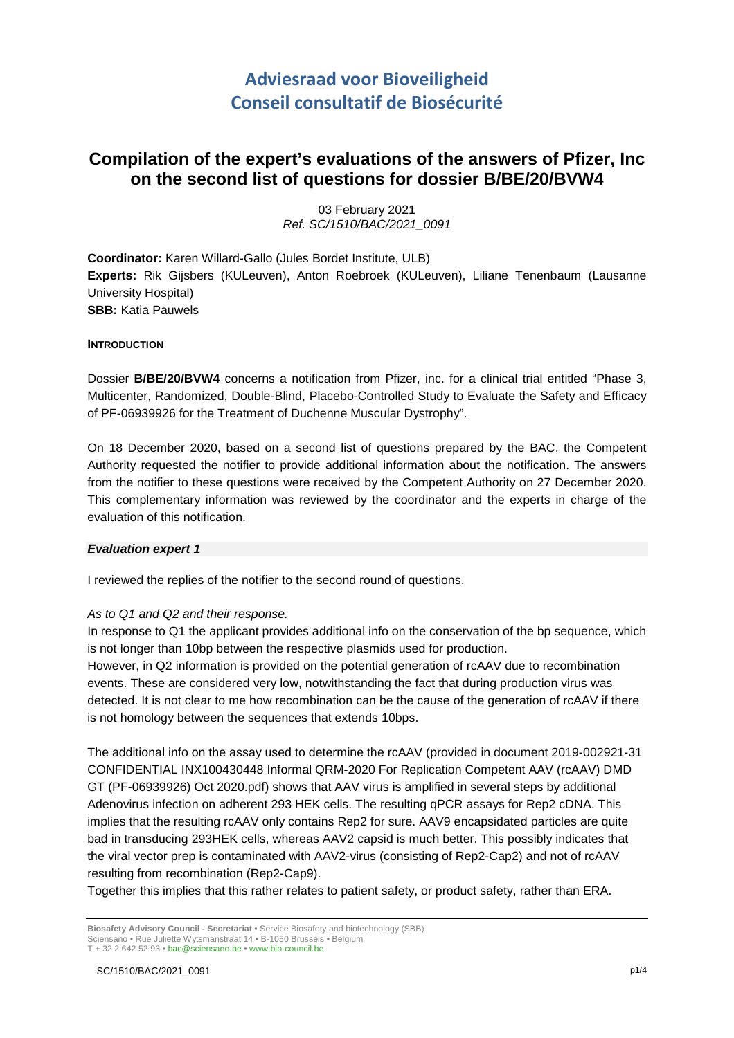# Adviesraad voor Bioveiligheid
# Conseil consultatif de Biosécurité

## Compilation of the expert's evaluations of the answers of Pfizer, Inc on the second list of questions for dossier B/BE/20/BVW4

03 February 2021
*Ref. SC/1510/BAC/2021_0091*

**Coordinator:** Karen Willard-Gallo (Jules Bordet Institute, ULB)
**Experts:** Rik Gijsbers (KULeuven), Anton Roebroek (KULeuven), Liliane Tenenbaum (Lausanne University Hospital)
**SBB:** Katia Pauwels

### INTRODUCTION

Dossier **B/BE/20/BVW4** concerns a notification from Pfizer, inc. for a clinical trial entitled "Phase 3, Multicenter, Randomized, Double-Blind, Placebo-Controlled Study to Evaluate the Safety and Efficacy of PF-06939926 for the Treatment of Duchenne Muscular Dystrophy".

On 18 December 2020, based on a second list of questions prepared by the BAC, the Competent Authority requested the notifier to provide additional information about the notification. The answers from the notifier to these questions were received by the Competent Authority on 27 December 2020. This complementary information was reviewed by the coordinator and the experts in charge of the evaluation of this notification.

### *Evaluation expert 1*

I reviewed the replies of the notifier to the second round of questions.

*As to Q1 and Q2 and their response.*

In response to Q1 the applicant provides additional info on the conservation of the bp sequence, which is not longer than 10bp between the respective plasmids used for production.

However, in Q2 information is provided on the potential generation of rcAAV due to recombination events. These are considered very low, notwithstanding the fact that during production virus was detected. It is not clear to me how recombination can be the cause of the generation of rcAAV if there is not homology between the sequences that extends 10bps.

The additional info on the assay used to determine the rcAAV (provided in document 2019-002921-31 CONFIDENTIAL INX100430448 Informal QRM-2020 For Replication Competent AAV (rcAAV) DMD GT (PF-06939926) Oct 2020.pdf) shows that AAV virus is amplified in several steps by additional Adenovirus infection on adherent 293 HEK cells. The resulting qPCR assays for Rep2 cDNA. This implies that the resulting rcAAV only contains Rep2 for sure. AAV9 encapsidated particles are quite bad in transducing 293HEK cells, whereas AAV2 capsid is much better. This possibly indicates that the viral vector prep is contaminated with AAV2-virus (consisting of Rep2-Cap2) and not of rcAAV resulting from recombination (Rep2-Cap9).

Together this implies that this rather relates to patient safety, or product safety, rather than ERA.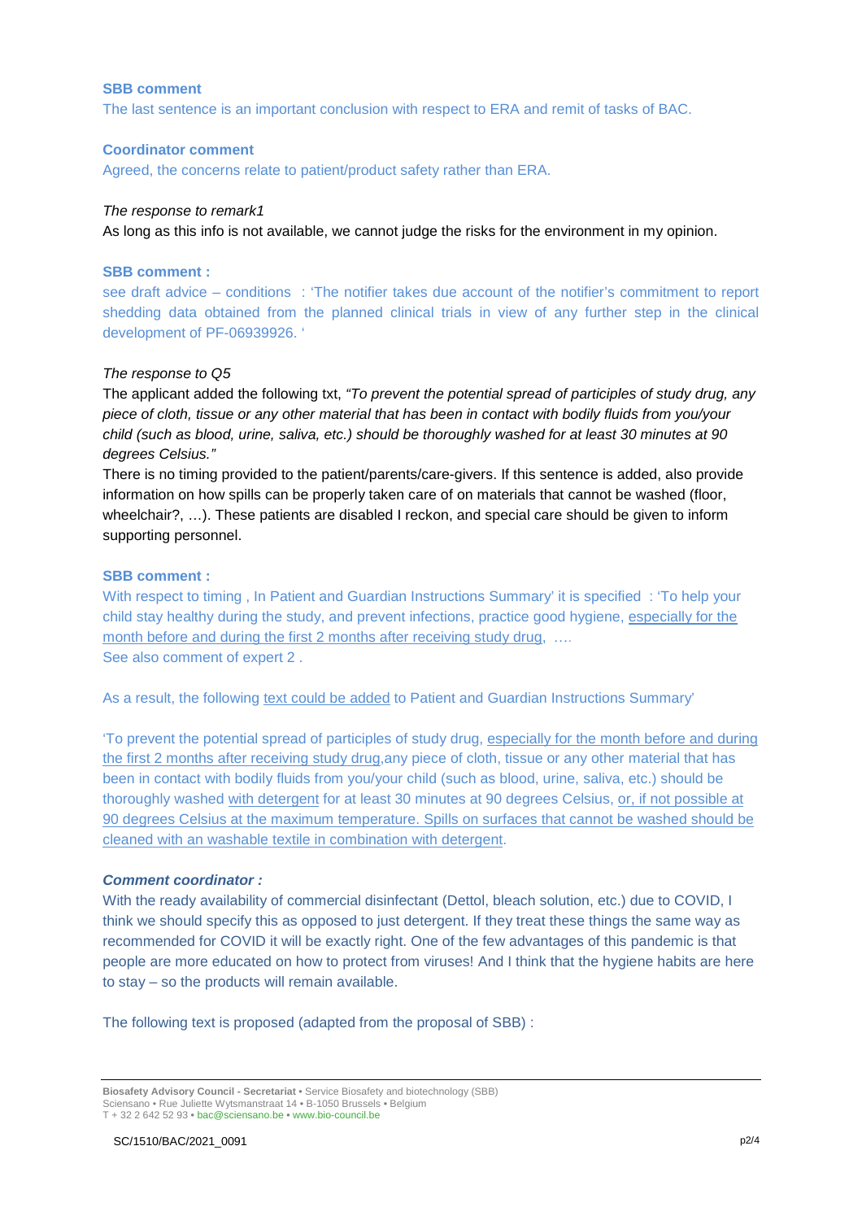**SBB comment**

The last sentence is an important conclusion with respect to ERA and remit of tasks of BAC.

**Coordinator comment**

Agreed, the concerns relate to patient/product safety rather than ERA.

*The response to remark1*

As long as this info is not available, we cannot judge the risks for the environment in my opinion.

**SBB comment :**

see draft advice – conditions : 'The notifier takes due account of the notifier's commitment to report shedding data obtained from the planned clinical trials in view of any further step in the clinical development of PF-06939926. '

*The response to Q5*

The applicant added the following txt, *"To prevent the potential spread of participles of study drug, any piece of cloth, tissue or any other material that has been in contact with bodily fluids from you/your child (such as blood, urine, saliva, etc.) should be thoroughly washed for at least 30 minutes at 90 degrees Celsius."*

There is no timing provided to the patient/parents/care-givers. If this sentence is added, also provide information on how spills can be properly taken care of on materials that cannot be washed (floor, wheelchair?, …). These patients are disabled I reckon, and special care should be given to inform supporting personnel.

**SBB comment :**

With respect to timing , In Patient and Guardian Instructions Summary' it is specified : 'To help your child stay healthy during the study, and prevent infections, practice good hygiene, especially for the month before and during the first 2 months after receiving study drug, ….

See also comment of expert 2 .

As a result, the following text could be added to Patient and Guardian Instructions Summary'

'To prevent the potential spread of participles of study drug, especially for the month before and during the first 2 months after receiving study drug,any piece of cloth, tissue or any other material that has been in contact with bodily fluids from you/your child (such as blood, urine, saliva, etc.) should be thoroughly washed with detergent for at least 30 minutes at 90 degrees Celsius, or, if not possible at 90 degrees Celsius at the maximum temperature. Spills on surfaces that cannot be washed should be cleaned with an washable textile in combination with detergent.

***Comment coordinator :***

With the ready availability of commercial disinfectant (Dettol, bleach solution, etc.) due to COVID, I think we should specify this as opposed to just detergent. If they treat these things the same way as recommended for COVID it will be exactly right. One of the few advantages of this pandemic is that people are more educated on how to protect from viruses! And I think that the hygiene habits are here to stay – so the products will remain available.

The following text is proposed (adapted from the proposal of SBB) :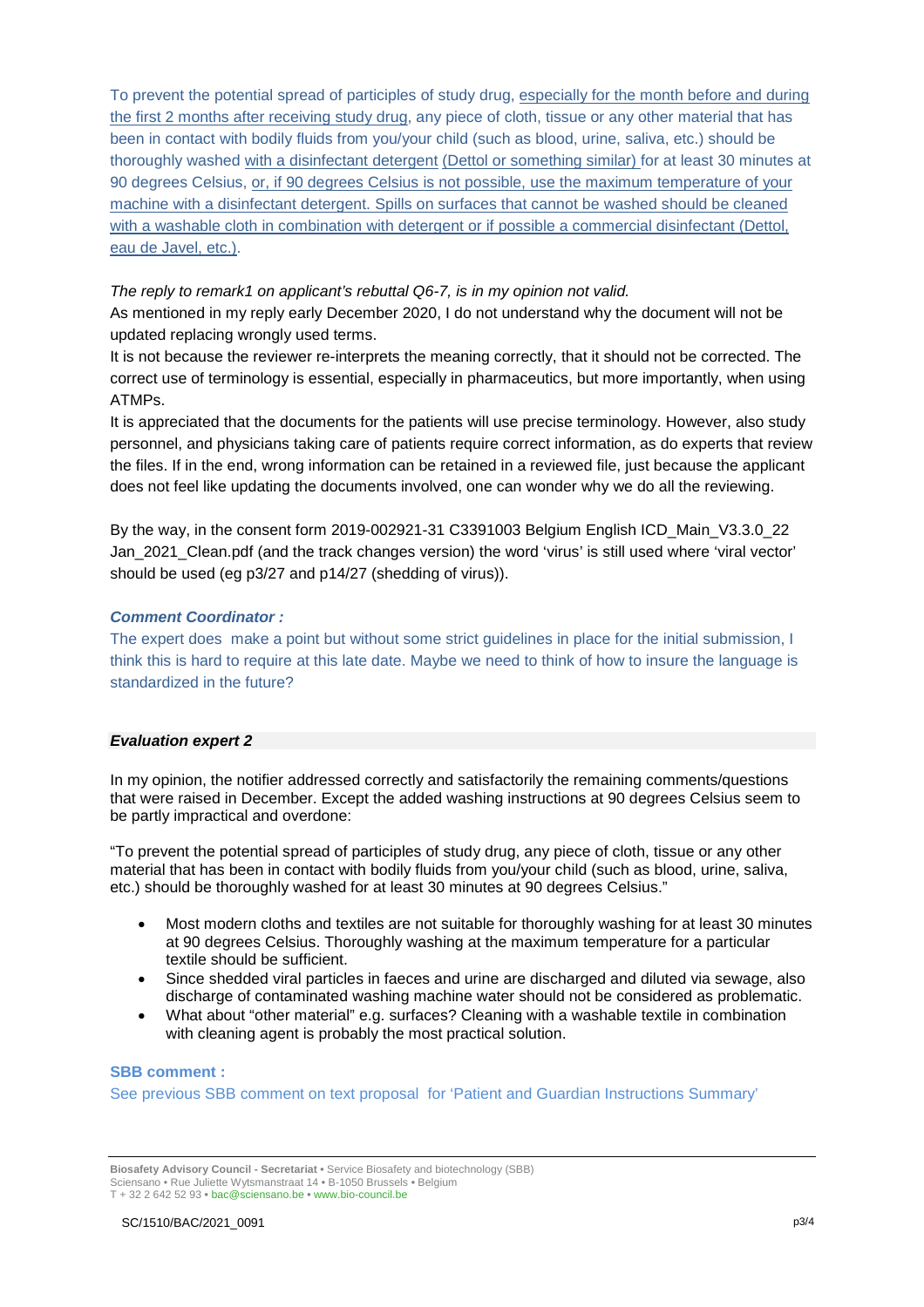To prevent the potential spread of participles of study drug, especially for the month before and during the first 2 months after receiving study drug, any piece of cloth, tissue or any other material that has been in contact with bodily fluids from you/your child (such as blood, urine, saliva, etc.) should be thoroughly washed with a disinfectant detergent (Dettol or something similar) for at least 30 minutes at 90 degrees Celsius, or, if 90 degrees Celsius is not possible, use the maximum temperature of your machine with a disinfectant detergent. Spills on surfaces that cannot be washed should be cleaned with a washable cloth in combination with detergent or if possible a commercial disinfectant (Dettol, eau de Javel, etc.).

*The reply to remark1 on applicant's rebuttal Q6-7, is in my opinion not valid.*

As mentioned in my reply early December 2020, I do not understand why the document will not be updated replacing wrongly used terms.

It is not because the reviewer re-interprets the meaning correctly, that it should not be corrected. The correct use of terminology is essential, especially in pharmaceutics, but more importantly, when using ATMPs.

It is appreciated that the documents for the patients will use precise terminology. However, also study personnel, and physicians taking care of patients require correct information, as do experts that review the files. If in the end, wrong information can be retained in a reviewed file, just because the applicant does not feel like updating the documents involved, one can wonder why we do all the reviewing.

By the way, in the consent form 2019-002921-31 C3391003 Belgium English ICD_Main_V3.3.0_22 Jan_2021_Clean.pdf (and the track changes version) the word 'virus' is still used where 'viral vector' should be used (eg p3/27 and p14/27 (shedding of virus)).

***Comment Coordinator :***

The expert does make a point but without some strict guidelines in place for the initial submission, I think this is hard to require at this late date. Maybe we need to think of how to insure the language is standardized in the future?

***Evaluation expert 2***

In my opinion, the notifier addressed correctly and satisfactorily the remaining comments/questions that were raised in December. Except the added washing instructions at 90 degrees Celsius seem to be partly impractical and overdone:

"To prevent the potential spread of participles of study drug, any piece of cloth, tissue or any other material that has been in contact with bodily fluids from you/your child (such as blood, urine, saliva, etc.) should be thoroughly washed for at least 30 minutes at 90 degrees Celsius."

- Most modern cloths and textiles are not suitable for thoroughly washing for at least 30 minutes at 90 degrees Celsius. Thoroughly washing at the maximum temperature for a particular textile should be sufficient.
- Since shedded viral particles in faeces and urine are discharged and diluted via sewage, also discharge of contaminated washing machine water should not be considered as problematic.
- What about "other material" e.g. surfaces? Cleaning with a washable textile in combination with cleaning agent is probably the most practical solution.

**SBB comment :**

See previous SBB comment on text proposal for 'Patient and Guardian Instructions Summary'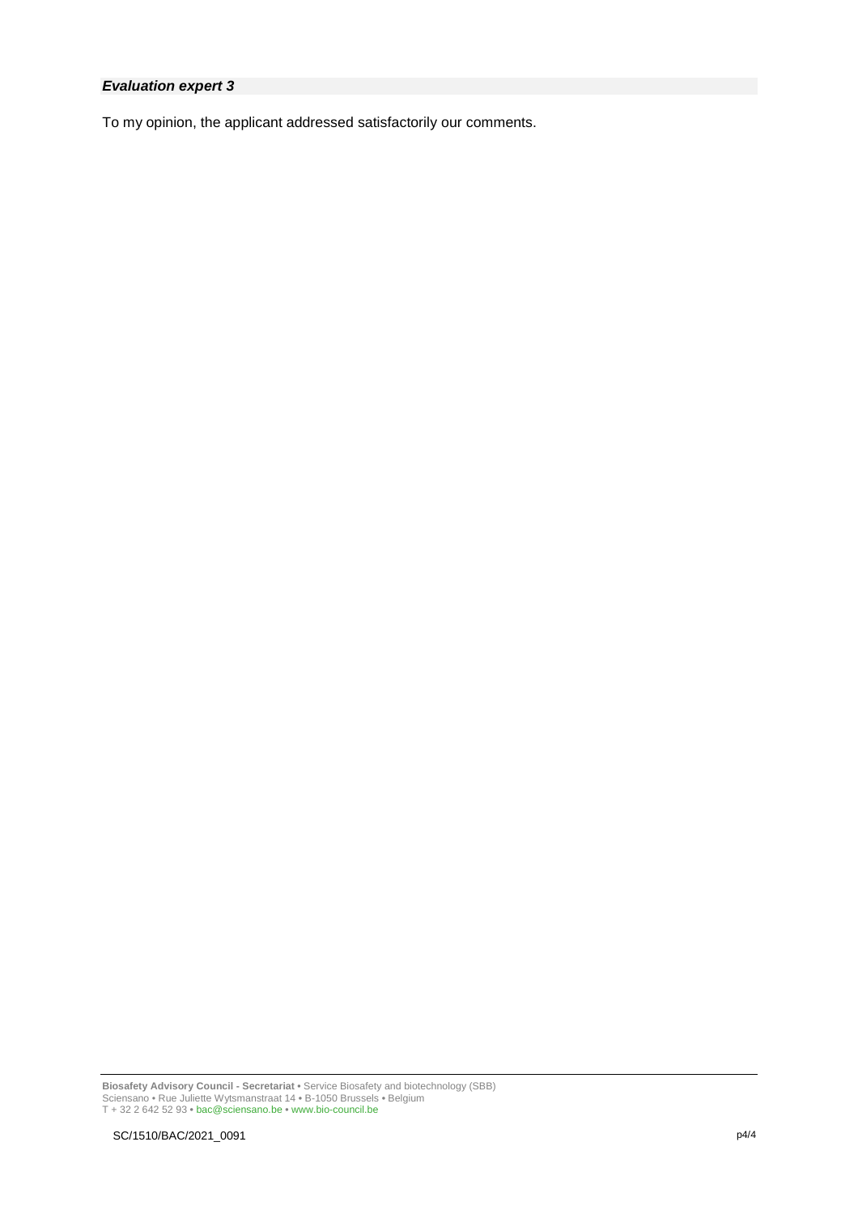***Evaluation expert 3***

To my opinion, the applicant addressed satisfactorily our comments.